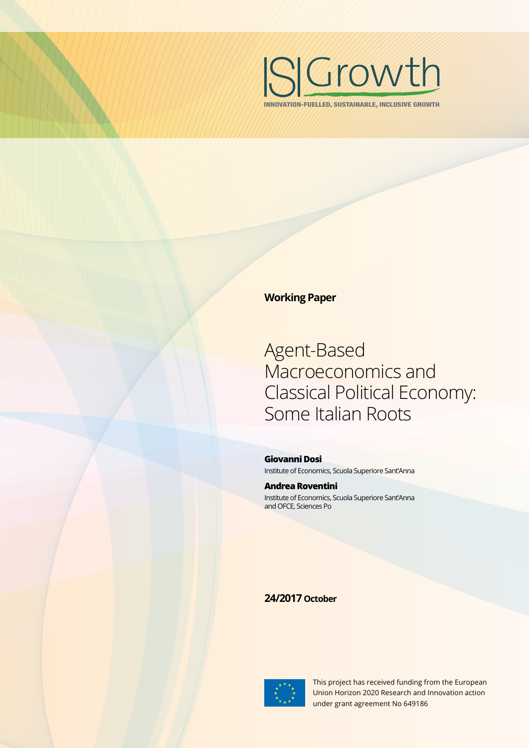ISIGrowth

INNOVATION-FUELLED, SUSTAINABLE, INCLUSIVE GROWTH

**Working Paper**

# Agent-Based Macroeconomics and Classical Political Economy: Some Italian Roots

**Giovanni Dosi**
Institute of Economics, Scuola Superiore Sant'Anna

**Andrea Roventini**
Institute of Economics, Scuola Superiore Sant'Anna and OFCE, Sciences Po

**24/2017** October

This project has received funding from the European Union Horizon 2020 Research and Innovation action under grant agreement No 649186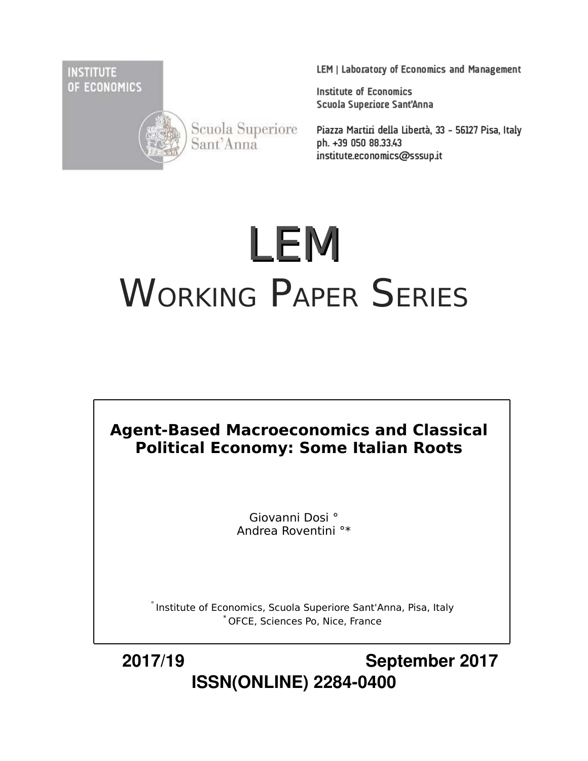INSTITUTE OF ECONOMICS

Scuola Superiore Sant'Anna

LEM | Laboratory of Economics and Management

Institute of Economics
Scuola Superiore Sant'Anna

Piazza Martiri della Libertà, 33 - 56127 Pisa, Italy
ph. +39 050 88.33.43
institute.economics@sssup.it

# LEM

# WORKING PAPER SERIES

**Agent-Based Macroeconomics and Classical Political Economy: Some Italian Roots**

Giovanni Dosi °
Andrea Roventini °*

° Institute of Economics, Scuola Superiore Sant'Anna, Pisa, Italy
* OFCE, Sciences Po, Nice, France

**2017/19** **September 2017**

**ISSN(ONLINE) 2284-0400**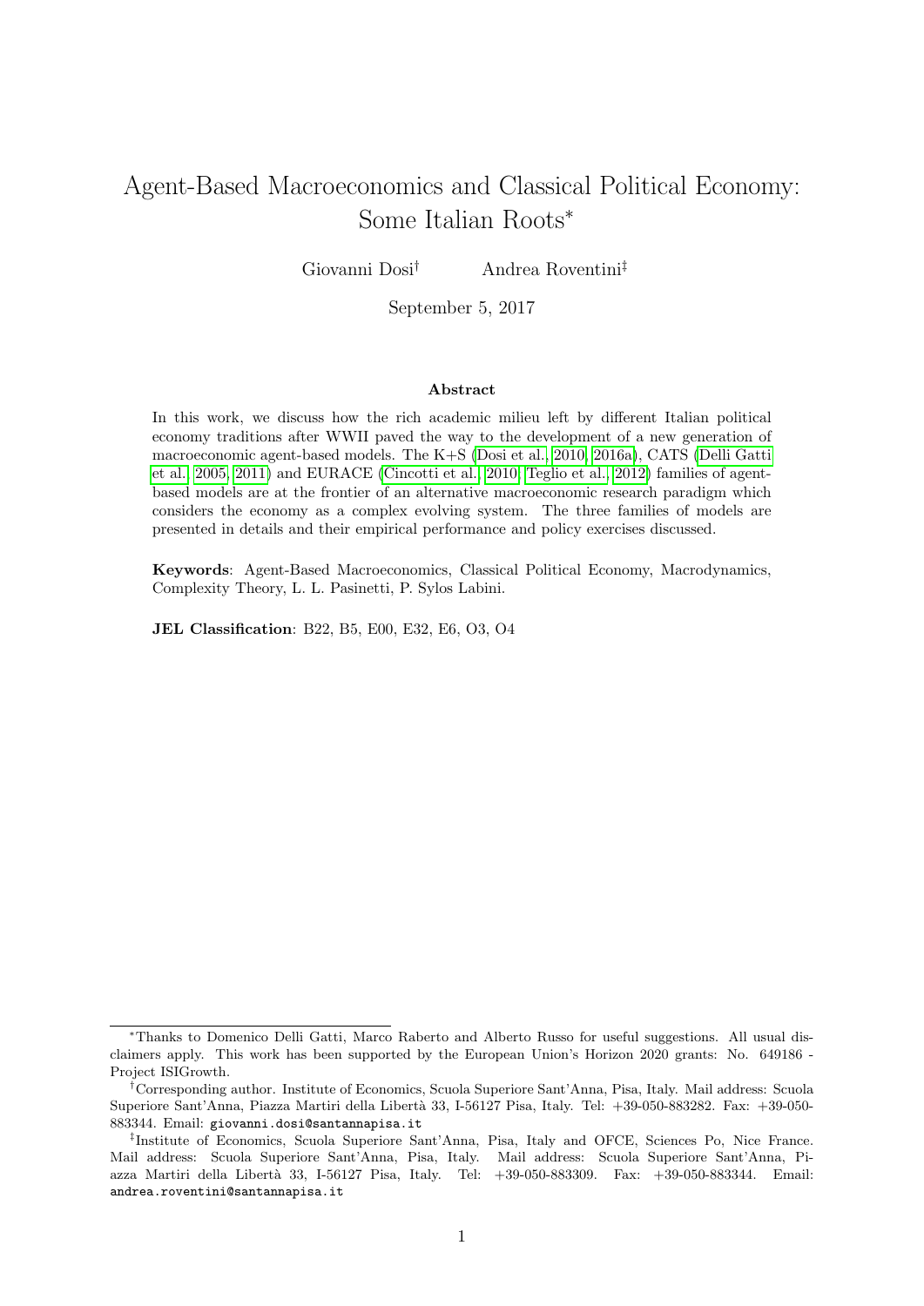# Agent-Based Macroeconomics and Classical Political Economy: Some Italian Roots*

Giovanni Dosi† Andrea Roventini‡

September 5, 2017

### Abstract

In this work, we discuss how the rich academic milieu left by different Italian political economy traditions after WWII paved the way to the development of a new generation of macroeconomic agent-based models. The K+S (Dosi et al., 2010, 2016a), CATS (Delli Gatti et al., 2005, 2011) and EURACE (Cincotti et al., 2010; Teglio et al., 2012) families of agent-based models are at the frontier of an alternative macroeconomic research paradigm which considers the economy as a complex evolving system. The three families of models are presented in details and their empirical performance and policy exercises discussed.

**Keywords**: Agent-Based Macroeconomics, Classical Political Economy, Macrodynamics, Complexity Theory, L. L. Pasinetti, P. Sylos Labini.

**JEL Classification**: B22, B5, E00, E32, E6, O3, O4

---

*Thanks to Domenico Delli Gatti, Marco Raberto and Alberto Russo for useful suggestions. All usual disclaimers apply. This work has been supported by the European Union's Horizon 2020 grants: No. 649186 - Project ISIGrowth.

†Corresponding author. Institute of Economics, Scuola Superiore Sant'Anna, Pisa, Italy. Mail address: Scuola Superiore Sant'Anna, Piazza Martiri della Libertà 33, I-56127 Pisa, Italy. Tel: +39-050-883282. Fax: +39-050-883344. Email: giovanni.dosi@santannapisa.it

‡Institute of Economics, Scuola Superiore Sant'Anna, Pisa, Italy and OFCE, Sciences Po, Nice France. Mail address: Scuola Superiore Sant'Anna, Pisa, Italy. Mail address: Scuola Superiore Sant'Anna, Piazza Martiri della Libertà 33, I-56127 Pisa, Italy. Tel: +39-050-883309. Fax: +39-050-883344. Email: andrea.roventini@santannapisa.it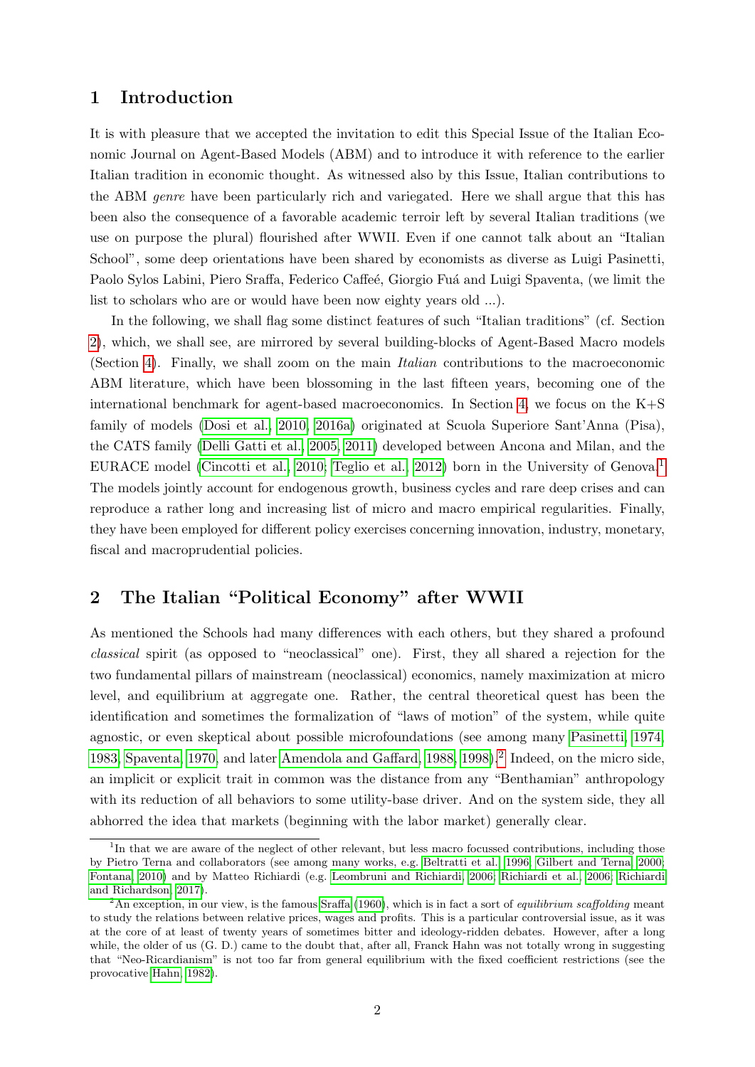## 1 Introduction

It is with pleasure that we accepted the invitation to edit this Special Issue of the Italian Economic Journal on Agent-Based Models (ABM) and to introduce it with reference to the earlier Italian tradition in economic thought. As witnessed also by this Issue, Italian contributions to the ABM *genre* have been particularly rich and variegated. Here we shall argue that this has been also the consequence of a favorable academic terroir left by several Italian traditions (we use on purpose the plural) flourished after WWII. Even if one cannot talk about an "Italian School", some deep orientations have been shared by economists as diverse as Luigi Pasinetti, Paolo Sylos Labini, Piero Sraffa, Federico Caffeé, Giorgio Fuá and Luigi Spaventa, (we limit the list to scholars who are or would have been now eighty years old ...).

In the following, we shall flag some distinct features of such "Italian traditions" (cf. Section 2), which, we shall see, are mirrored by several building-blocks of Agent-Based Macro models (Section 4). Finally, we shall zoom on the main *Italian* contributions to the macroeconomic ABM literature, which have been blossoming in the last fifteen years, becoming one of the international benchmark for agent-based macroeconomics. In Section 4, we focus on the K+S family of models (Dosi et al., 2010, 2016a) originated at Scuola Superiore Sant'Anna (Pisa), the CATS family (Delli Gatti et al., 2005, 2011) developed between Ancona and Milan, and the EURACE model (Cincotti et al., 2010; Teglio et al., 2012) born in the University of Genova.[1] The models jointly account for endogenous growth, business cycles and rare deep crises and can reproduce a rather long and increasing list of micro and macro empirical regularities. Finally, they have been employed for different policy exercises concerning innovation, industry, monetary, fiscal and macroprudential policies.

## 2 The Italian "Political Economy" after WWII

As mentioned the Schools had many differences with each others, but they shared a profound *classical* spirit (as opposed to "neoclassical" one). First, they all shared a rejection for the two fundamental pillars of mainstream (neoclassical) economics, namely maximization at micro level, and equilibrium at aggregate one. Rather, the central theoretical quest has been the identification and sometimes the formalization of "laws of motion" of the system, while quite agnostic, or even skeptical about possible microfoundations (see among many Pasinetti, 1974, 1983; Spaventa, 1970, and later Amendola and Gaffard, 1988, 1998).[2] Indeed, on the micro side, an implicit or explicit trait in common was the distance from any "Benthamian" anthropology with its reduction of all behaviors to some utility-base driver. And on the system side, they all abhorred the idea that markets (beginning with the labor market) generally clear.

---

[1] In that we are aware of the neglect of other relevant, but less macro focussed contributions, including those by Pietro Terna and collaborators (see among many works, e.g. Beltratti et al., 1996; Gilbert and Terna, 2000; Fontana, 2010) and by Matteo Richiardi (e.g. Leombruni and Richiardi, 2006; Richiardi et al., 2006; Richiardi and Richardson, 2017).

[2] An exception, in our view, is the famous Sraffa (1960), which is in fact a sort of *equilibrium scaffolding* meant to study the relations between relative prices, wages and profits. This is a particular controversial issue, as it was at the core of at least of twenty years of sometimes bitter and ideology-ridden debates. However, after a long while, the older of us (G. D.) came to the doubt that, after all, Franck Hahn was not totally wrong in suggesting that "Neo-Ricardianism" is not too far from general equilibrium with the fixed coefficient restrictions (see the provocative Hahn, 1982).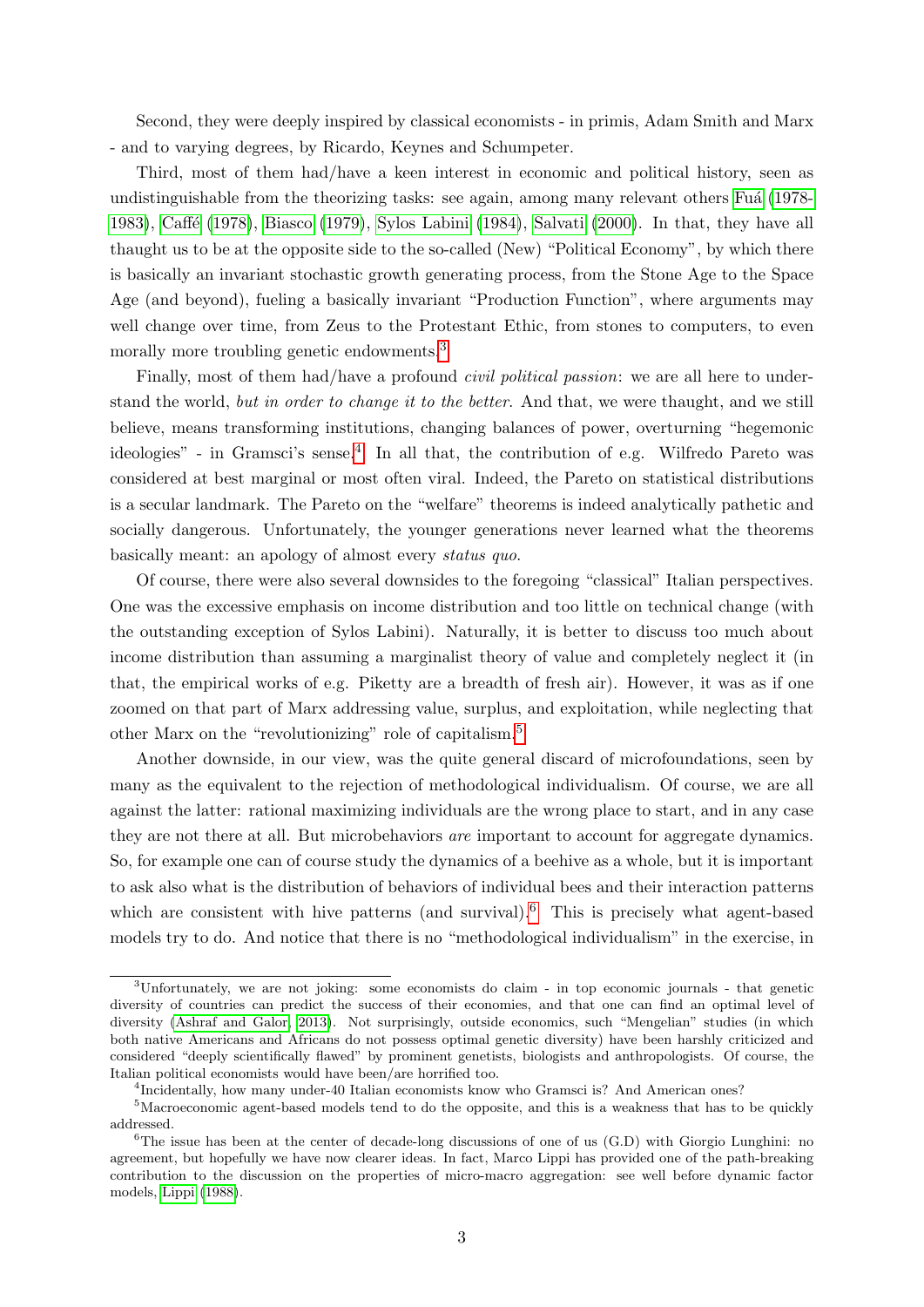Second, they were deeply inspired by classical economists - in primis, Adam Smith and Marx - and to varying degrees, by Ricardo, Keynes and Schumpeter.

Third, most of them had/have a keen interest in economic and political history, seen as undistinguishable from the theorizing tasks: see again, among many relevant others Fuá (1978-1983), Caffé (1978), Biasco (1979), Sylos Labini (1984), Salvati (2000). In that, they have all thaught us to be at the opposite side to the so-called (New) "Political Economy", by which there is basically an invariant stochastic growth generating process, from the Stone Age to the Space Age (and beyond), fueling a basically invariant "Production Function", where arguments may well change over time, from Zeus to the Protestant Ethic, from stones to computers, to even morally more troubling genetic endowments.[3]

Finally, most of them had/have a profound *civil political passion*: we are all here to understand the world, *but in order to change it to the better*. And that, we were thaught, and we still believe, means transforming institutions, changing balances of power, overturning "hegemonic ideologies" - in Gramsci's sense.[4] In all that, the contribution of e.g. Wilfredo Pareto was considered at best marginal or most often viral. Indeed, the Pareto on statistical distributions is a secular landmark. The Pareto on the "welfare" theorems is indeed analytically pathetic and socially dangerous. Unfortunately, the younger generations never learned what the theorems basically meant: an apology of almost every *status quo*.

Of course, there were also several downsides to the foregoing "classical" Italian perspectives. One was the excessive emphasis on income distribution and too little on technical change (with the outstanding exception of Sylos Labini). Naturally, it is better to discuss too much about income distribution than assuming a marginalist theory of value and completely neglect it (in that, the empirical works of e.g. Piketty are a breadth of fresh air). However, it was as if one zoomed on that part of Marx addressing value, surplus, and exploitation, while neglecting that other Marx on the "revolutionizing" role of capitalism.[5]

Another downside, in our view, was the quite general discard of microfoundations, seen by many as the equivalent to the rejection of methodological individualism. Of course, we are all against the latter: rational maximizing individuals are the wrong place to start, and in any case they are not there at all. But microbehaviors *are* important to account for aggregate dynamics. So, for example one can of course study the dynamics of a beehive as a whole, but it is important to ask also what is the distribution of behaviors of individual bees and their interaction patterns which are consistent with hive patterns (and survival).[6] This is precisely what agent-based models try to do. And notice that there is no "methodological individualism" in the exercise, in

---

[3] Unfortunately, we are not joking: some economists do claim - in top economic journals - that genetic diversity of countries can predict the success of their economies, and that one can find an optimal level of diversity (Ashraf and Galor, 2013). Not surprisingly, outside economics, such "Mengelian" studies (in which both native Americans and Africans do not possess optimal genetic diversity) have been harshly criticized and considered "deeply scientifically flawed" by prominent genetists, biologists and anthropologists. Of course, the Italian political economists would have been/are horrified too.

[4] Incidentally, how many under-40 Italian economists know who Gramsci is? And American ones?

[5] Macroeconomic agent-based models tend to do the opposite, and this is a weakness that has to be quickly addressed.

[6] The issue has been at the center of decade-long discussions of one of us (G.D) with Giorgio Lunghini: no agreement, but hopefully we have now clearer ideas. In fact, Marco Lippi has provided one of the path-breaking contribution to the discussion on the properties of micro-macro aggregation: see well before dynamic factor models, Lippi (1988).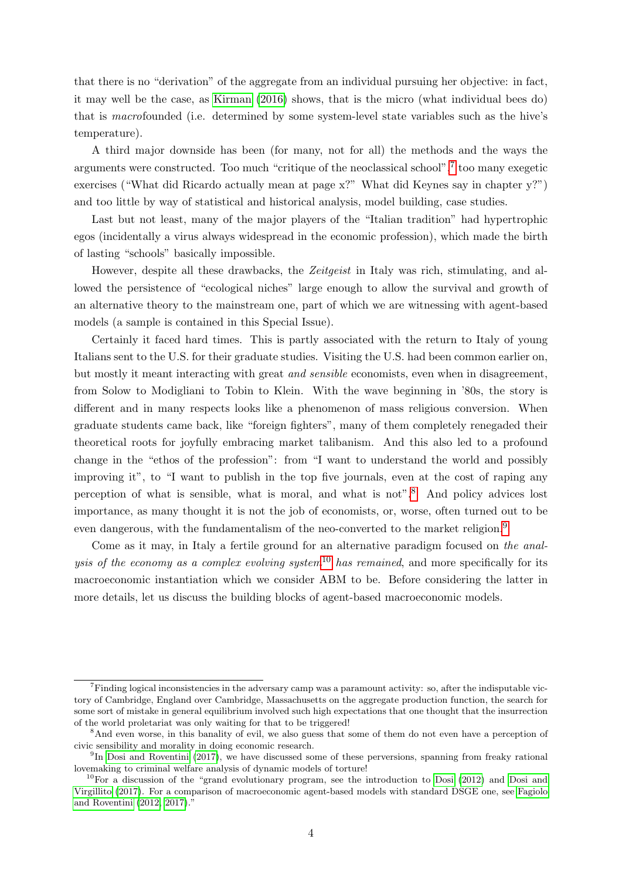that there is no "derivation" of the aggregate from an individual pursuing her objective: in fact, it may well be the case, as Kirman (2016) shows, that is the micro (what individual bees do) that is *macro*founded (i.e. determined by some system-level state variables such as the hive's temperature).

A third major downside has been (for many, not for all) the methods and the ways the arguments were constructed. Too much "critique of the neoclassical school",[7] too many exegetic exercises ("What did Ricardo actually mean at page x?" What did Keynes say in chapter y?") and too little by way of statistical and historical analysis, model building, case studies.

Last but not least, many of the major players of the "Italian tradition" had hypertrophic egos (incidentally a virus always widespread in the economic profession), which made the birth of lasting "schools" basically impossible.

However, despite all these drawbacks, the *Zeitgeist* in Italy was rich, stimulating, and allowed the persistence of "ecological niches" large enough to allow the survival and growth of an alternative theory to the mainstream one, part of which we are witnessing with agent-based models (a sample is contained in this Special Issue).

Certainly it faced hard times. This is partly associated with the return to Italy of young Italians sent to the U.S. for their graduate studies. Visiting the U.S. had been common earlier on, but mostly it meant interacting with great *and sensible* economists, even when in disagreement, from Solow to Modigliani to Tobin to Klein. With the wave beginning in '80s, the story is different and in many respects looks like a phenomenon of mass religious conversion. When graduate students came back, like "foreign fighters", many of them completely renegaded their theoretical roots for joyfully embracing market talibanism. And this also led to a profound change in the "ethos of the profession": from "I want to understand the world and possibly improving it", to "I want to publish in the top five journals, even at the cost of raping any perception of what is sensible, what is moral, and what is not".[8] And policy advices lost importance, as many thought it is not the job of economists, or, worse, often turned out to be even dangerous, with the fundamentalism of the neo-converted to the market religion.[9]

Come as it may, in Italy a fertile ground for an alternative paradigm focused on *the analysis of the economy as a complex evolving system*[10] *has remained*, and more specifically for its macroeconomic instantiation which we consider ABM to be. Before considering the latter in more details, let us discuss the building blocks of agent-based macroeconomic models.

---

[7] Finding logical inconsistencies in the adversary camp was a paramount activity: so, after the indisputable victory of Cambridge, England over Cambridge, Massachusetts on the aggregate production function, the search for some sort of mistake in general equilibrium involved such high expectations that one thought that the insurrection of the world proletariat was only waiting for that to be triggered!

[8] And even worse, in this banality of evil, we also guess that some of them do not even have a perception of civic sensibility and morality in doing economic research.

[9] In Dosi and Roventini (2017), we have discussed some of these perversions, spanning from freaky rational lovemaking to criminal welfare analysis of dynamic models of torture!

[10] For a discussion of the "grand evolutionary program, see the introduction to Dosi (2012) and Dosi and Virgillito (2017). For a comparison of macroeconomic agent-based models with standard DSGE one, see Fagiolo and Roventini (2012, 2017)."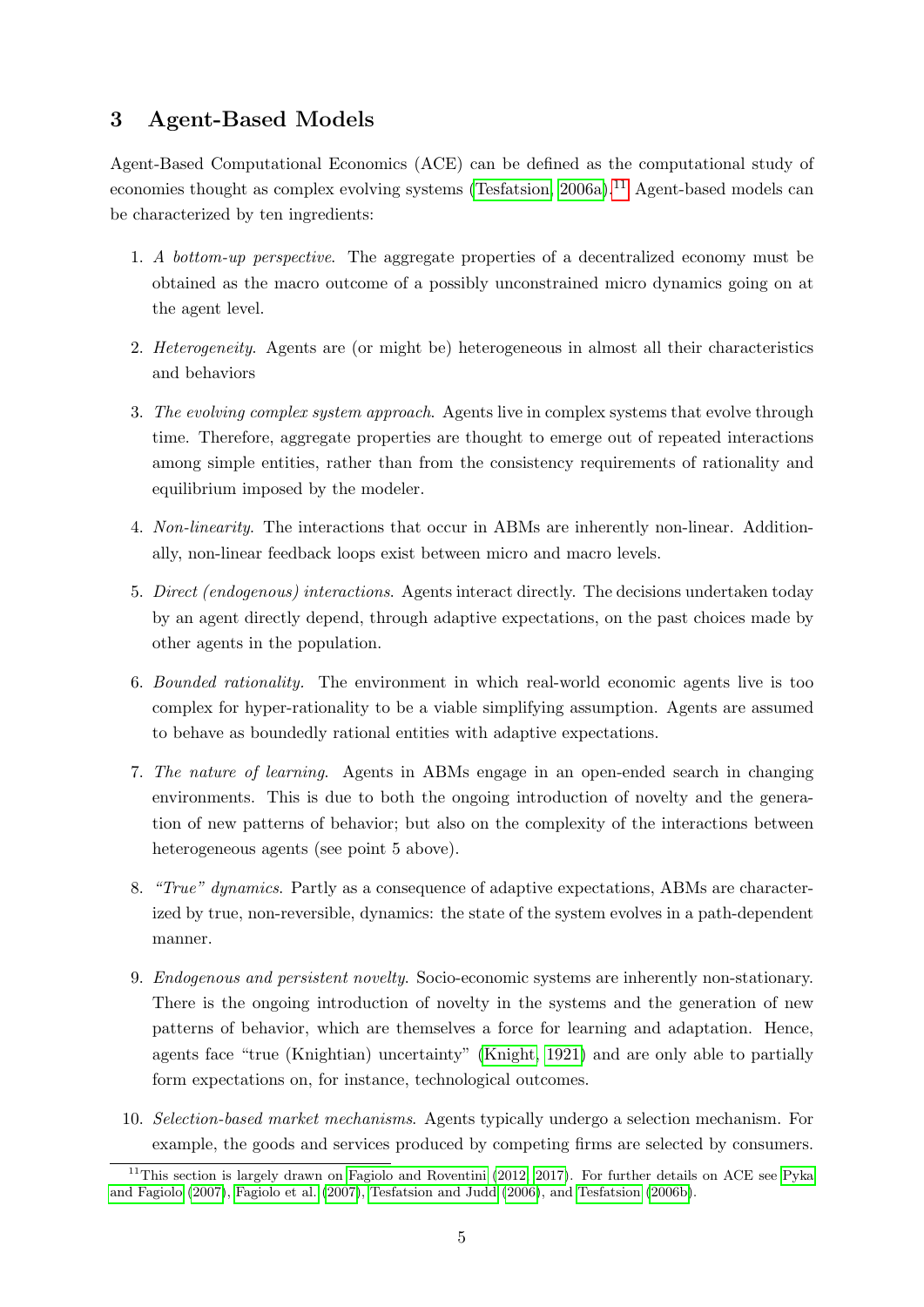## 3 Agent-Based Models

Agent-Based Computational Economics (ACE) can be defined as the computational study of economies thought as complex evolving systems (Tesfatsion, 2006a).[11] Agent-based models can be characterized by ten ingredients:

1. *A bottom-up perspective*. The aggregate properties of a decentralized economy must be obtained as the macro outcome of a possibly unconstrained micro dynamics going on at the agent level.
2. *Heterogeneity*. Agents are (or might be) heterogeneous in almost all their characteristics and behaviors
3. *The evolving complex system approach*. Agents live in complex systems that evolve through time. Therefore, aggregate properties are thought to emerge out of repeated interactions among simple entities, rather than from the consistency requirements of rationality and equilibrium imposed by the modeler.
4. *Non-linearity*. The interactions that occur in ABMs are inherently non-linear. Additionally, non-linear feedback loops exist between micro and macro levels.
5. *Direct (endogenous) interactions*. Agents interact directly. The decisions undertaken today by an agent directly depend, through adaptive expectations, on the past choices made by other agents in the population.
6. *Bounded rationality*. The environment in which real-world economic agents live is too complex for hyper-rationality to be a viable simplifying assumption. Agents are assumed to behave as boundedly rational entities with adaptive expectations.
7. *The nature of learning*. Agents in ABMs engage in an open-ended search in changing environments. This is due to both the ongoing introduction of novelty and the generation of new patterns of behavior; but also on the complexity of the interactions between heterogeneous agents (see point 5 above).
8. *"True" dynamics*. Partly as a consequence of adaptive expectations, ABMs are characterized by true, non-reversible, dynamics: the state of the system evolves in a path-dependent manner.
9. *Endogenous and persistent novelty*. Socio-economic systems are inherently non-stationary. There is the ongoing introduction of novelty in the systems and the generation of new patterns of behavior, which are themselves a force for learning and adaptation. Hence, agents face "true (Knightian) uncertainty" (Knight, 1921) and are only able to partially form expectations on, for instance, technological outcomes.
10. *Selection-based market mechanisms*. Agents typically undergo a selection mechanism. For example, the goods and services produced by competing firms are selected by consumers.

[11] This section is largely drawn on Fagiolo and Roventini (2012, 2017). For further details on ACE see Pyka and Fagiolo (2007), Fagiolo et al. (2007), Tesfatsion and Judd (2006), and Tesfatsion (2006b).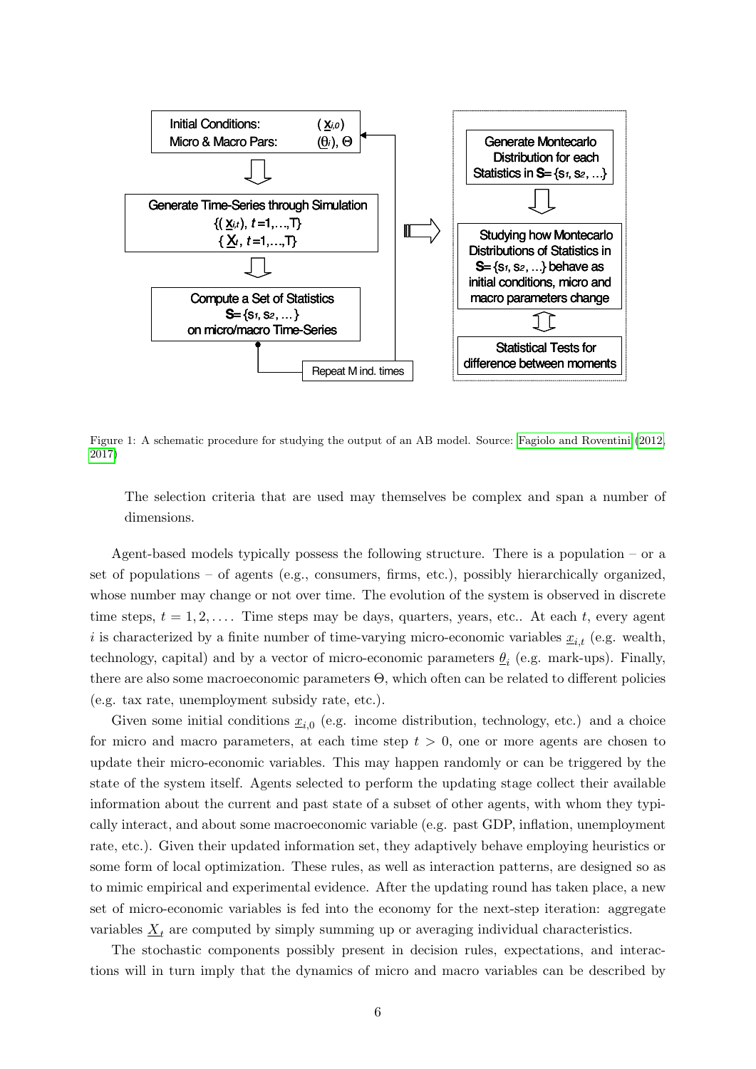Figure 1: A schematic procedure for studying the output of an AB model. Source: Fagiolo and Roventini (2012, 2017)

> The selection criteria that are used may themselves be complex and span a number of dimensions.

Agent-based models typically possess the following structure. There is a population – or a set of populations – of agents (e.g., consumers, firms, etc.), possibly hierarchically organized, whose number may change or not over time. The evolution of the system is observed in discrete time steps, $t = 1, 2, \ldots$. Time steps may be days, quarters, years, etc.. At each $t$, every agent $i$ is characterized by a finite number of time-varying micro-economic variables $\underline{x}_{i,t}$ (e.g. wealth, technology, capital) and by a vector of micro-economic parameters $\underline{\theta}_i$ (e.g. mark-ups). Finally, there are also some macroeconomic parameters $\Theta$, which often can be related to different policies (e.g. tax rate, unemployment subsidy rate, etc.).

Given some initial conditions $\underline{x}_{i,0}$ (e.g. income distribution, technology, etc.) and a choice for micro and macro parameters, at each time step $t > 0$, one or more agents are chosen to update their micro-economic variables. This may happen randomly or can be triggered by the state of the system itself. Agents selected to perform the updating stage collect their available information about the current and past state of a subset of other agents, with whom they typically interact, and about some macroeconomic variable (e.g. past GDP, inflation, unemployment rate, etc.). Given their updated information set, they adaptively behave employing heuristics or some form of local optimization. These rules, as well as interaction patterns, are designed so as to mimic empirical and experimental evidence. After the updating round has taken place, a new set of micro-economic variables is fed into the economy for the next-step iteration: aggregate variables $\underline{X}_t$ are computed by simply summing up or averaging individual characteristics.

The stochastic components possibly present in decision rules, expectations, and interactions will in turn imply that the dynamics of micro and macro variables can be described by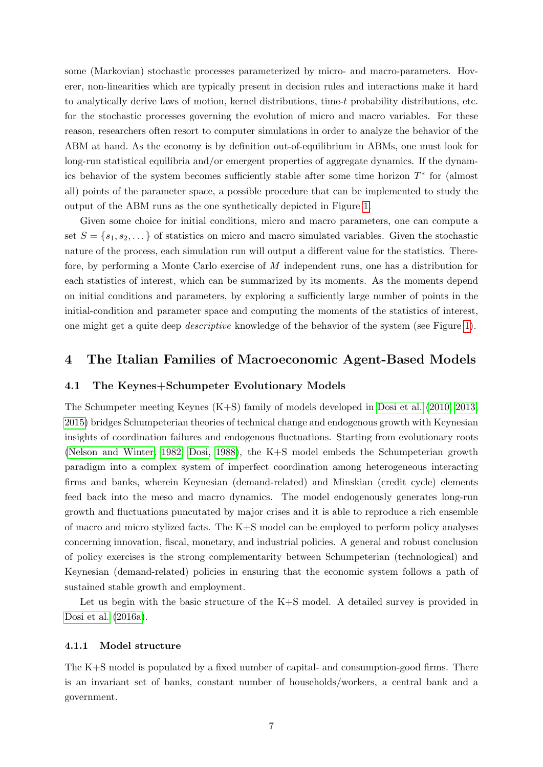some (Markovian) stochastic processes parameterized by micro- and macro-parameters. Hovever, non-linearities which are typically present in decision rules and interactions make it hard to analytically derive laws of motion, kernel distributions, time-$t$ probability distributions, etc. for the stochastic processes governing the evolution of micro and macro variables. For these reason, researchers often resort to computer simulations in order to analyze the behavior of the ABM at hand. As the economy is by definition out-of-equilibrium in ABMs, one must look for long-run statistical equilibria and/or emergent properties of aggregate dynamics. If the dynamics behavior of the system becomes sufficiently stable after some time horizon $T^*$ for (almost all) points of the parameter space, a possible procedure that can be implemented to study the output of the ABM runs as the one synthetically depicted in Figure 1.

Given some choice for initial conditions, micro and macro parameters, one can compute a set $S = \{s_1, s_2, \dots\}$ of statistics on micro and macro simulated variables. Given the stochastic nature of the process, each simulation run will output a different value for the statistics. Therefore, by performing a Monte Carlo exercise of $M$ independent runs, one has a distribution for each statistics of interest, which can be summarized by its moments. As the moments depend on initial conditions and parameters, by exploring a sufficiently large number of points in the initial-condition and parameter space and computing the moments of the statistics of interest, one might get a quite deep *descriptive* knowledge of the behavior of the system (see Figure 1).

# 4 The Italian Families of Macroeconomic Agent-Based Models

## 4.1 The Keynes+Schumpeter Evolutionary Models

The Schumpeter meeting Keynes (K+S) family of models developed in Dosi et al. (2010, 2013, 2015) bridges Schumpeterian theories of technical change and endogenous growth with Keynesian insights of coordination failures and endogenous fluctuations. Starting from evolutionary roots (Nelson and Winter, 1982; Dosi, 1988), the K+S model embeds the Schumpeterian growth paradigm into a complex system of imperfect coordination among heterogeneous interacting firms and banks, wherein Keynesian (demand-related) and Minskian (credit cycle) elements feed back into the meso and macro dynamics. The model endogenously generates long-run growth and fluctuations puncutated by major crises and it is able to reproduce a rich ensemble of macro and micro stylized facts. The K+S model can be employed to perform policy analyses concerning innovation, fiscal, monetary, and industrial policies. A general and robust conclusion of policy exercises is the strong complementarity between Schumpeterian (technological) and Keynesian (demand-related) policies in ensuring that the economic system follows a path of sustained stable growth and employment.

Let us begin with the basic structure of the K+S model. A detailed survey is provided in Dosi et al. (2016a).

### 4.1.1 Model structure

The K+S model is populated by a fixed number of capital- and consumption-good firms. There is an invariant set of banks, constant number of households/workers, a central bank and a government.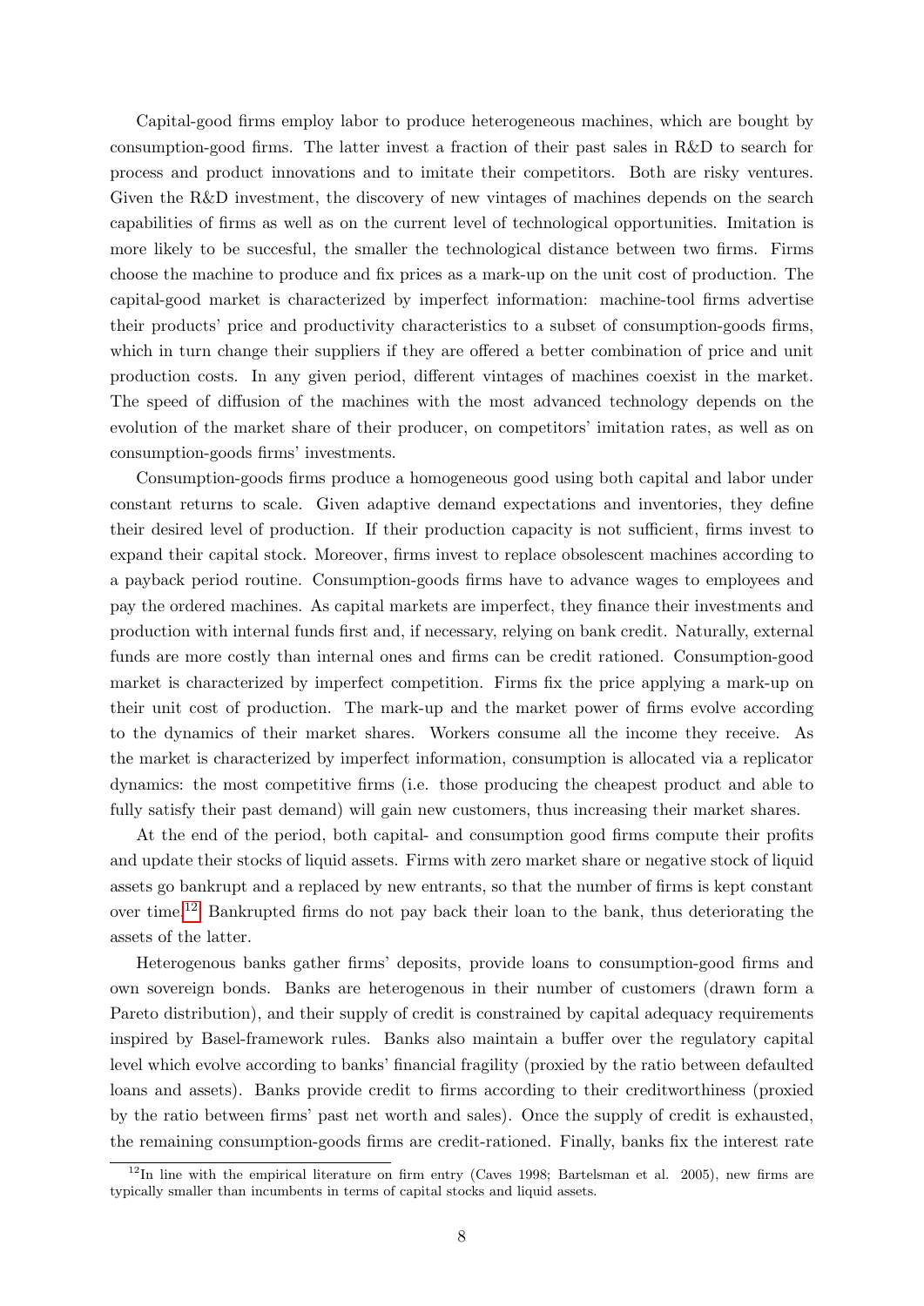Capital-good firms employ labor to produce heterogeneous machines, which are bought by consumption-good firms. The latter invest a fraction of their past sales in R&D to search for process and product innovations and to imitate their competitors. Both are risky ventures. Given the R&D investment, the discovery of new vintages of machines depends on the search capabilities of firms as well as on the current level of technological opportunities. Imitation is more likely to be succesful, the smaller the technological distance between two firms. Firms choose the machine to produce and fix prices as a mark-up on the unit cost of production. The capital-good market is characterized by imperfect information: machine-tool firms advertise their products' price and productivity characteristics to a subset of consumption-goods firms, which in turn change their suppliers if they are offered a better combination of price and unit production costs. In any given period, different vintages of machines coexist in the market. The speed of diffusion of the machines with the most advanced technology depends on the evolution of the market share of their producer, on competitors' imitation rates, as well as on consumption-goods firms' investments.

Consumption-goods firms produce a homogeneous good using both capital and labor under constant returns to scale. Given adaptive demand expectations and inventories, they define their desired level of production. If their production capacity is not sufficient, firms invest to expand their capital stock. Moreover, firms invest to replace obsolescent machines according to a payback period routine. Consumption-goods firms have to advance wages to employees and pay the ordered machines. As capital markets are imperfect, they finance their investments and production with internal funds first and, if necessary, relying on bank credit. Naturally, external funds are more costly than internal ones and firms can be credit rationed. Consumption-good market is characterized by imperfect competition. Firms fix the price applying a mark-up on their unit cost of production. The mark-up and the market power of firms evolve according to the dynamics of their market shares. Workers consume all the income they receive. As the market is characterized by imperfect information, consumption is allocated via a replicator dynamics: the most competitive firms (i.e. those producing the cheapest product and able to fully satisfy their past demand) will gain new customers, thus increasing their market shares.

At the end of the period, both capital- and consumption good firms compute their profits and update their stocks of liquid assets. Firms with zero market share or negative stock of liquid assets go bankrupt and a replaced by new entrants, so that the number of firms is kept constant over time.[12] Bankrupted firms do not pay back their loan to the bank, thus deteriorating the assets of the latter.

Heterogenous banks gather firms' deposits, provide loans to consumption-good firms and own sovereign bonds. Banks are heterogenous in their number of customers (drawn form a Pareto distribution), and their supply of credit is constrained by capital adequacy requirements inspired by Basel-framework rules. Banks also maintain a buffer over the regulatory capital level which evolve according to banks' financial fragility (proxied by the ratio between defaulted loans and assets). Banks provide credit to firms according to their creditworthiness (proxied by the ratio between firms' past net worth and sales). Once the supply of credit is exhausted, the remaining consumption-goods firms are credit-rationed. Finally, banks fix the interest rate

[12] In line with the empirical literature on firm entry (Caves 1998; Bartelsman et al. 2005), new firms are typically smaller than incumbents in terms of capital stocks and liquid assets.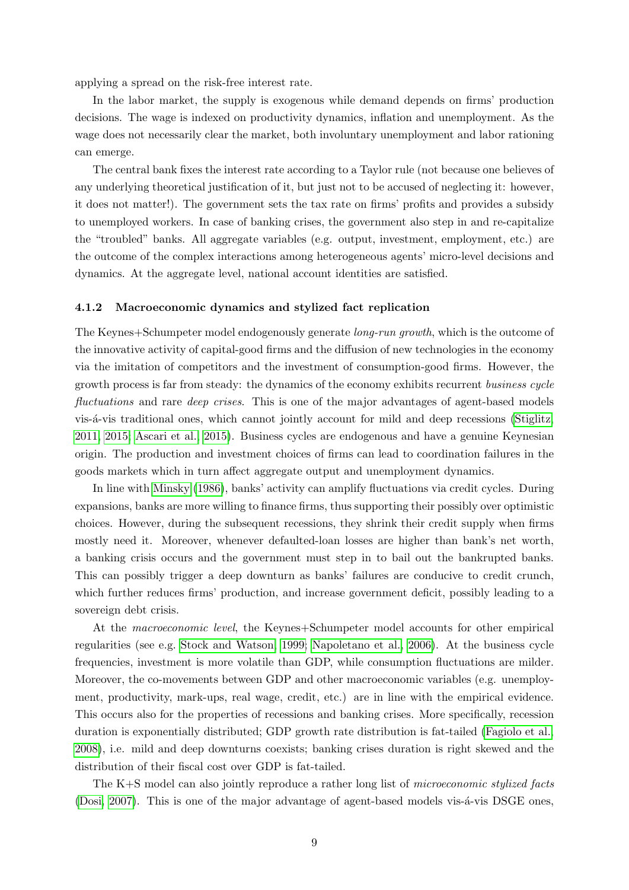applying a spread on the risk-free interest rate.

In the labor market, the supply is exogenous while demand depends on firms' production decisions. The wage is indexed on productivity dynamics, inflation and unemployment. As the wage does not necessarily clear the market, both involuntary unemployment and labor rationing can emerge.

The central bank fixes the interest rate according to a Taylor rule (not because one believes of any underlying theoretical justification of it, but just not to be accused of neglecting it: however, it does not matter!). The government sets the tax rate on firms' profits and provides a subsidy to unemployed workers. In case of banking crises, the government also step in and re-capitalize the "troubled" banks. All aggregate variables (e.g. output, investment, employment, etc.) are the outcome of the complex interactions among heterogeneous agents' micro-level decisions and dynamics. At the aggregate level, national account identities are satisfied.

### 4.1.2 Macroeconomic dynamics and stylized fact replication

The Keynes+Schumpeter model endogenously generate *long-run growth*, which is the outcome of the innovative activity of capital-good firms and the diffusion of new technologies in the economy via the imitation of competitors and the investment of consumption-good firms. However, the growth process is far from steady: the dynamics of the economy exhibits recurrent *business cycle fluctuations* and rare *deep crises*. This is one of the major advantages of agent-based models vis-á-vis traditional ones, which cannot jointly account for mild and deep recessions (Stiglitz, 2011, 2015; Ascari et al., 2015). Business cycles are endogenous and have a genuine Keynesian origin. The production and investment choices of firms can lead to coordination failures in the goods markets which in turn affect aggregate output and unemployment dynamics.

In line with Minsky (1986), banks' activity can amplify fluctuations via credit cycles. During expansions, banks are more willing to finance firms, thus supporting their possibly over optimistic choices. However, during the subsequent recessions, they shrink their credit supply when firms mostly need it. Moreover, whenever defaulted-loan losses are higher than bank's net worth, a banking crisis occurs and the government must step in to bail out the bankrupted banks. This can possibly trigger a deep downturn as banks' failures are conducive to credit crunch, which further reduces firms' production, and increase government deficit, possibly leading to a sovereign debt crisis.

At the *macroeconomic level*, the Keynes+Schumpeter model accounts for other empirical regularities (see e.g. Stock and Watson, 1999; Napoletano et al., 2006). At the business cycle frequencies, investment is more volatile than GDP, while consumption fluctuations are milder. Moreover, the co-movements between GDP and other macroeconomic variables (e.g. unemployment, productivity, mark-ups, real wage, credit, etc.) are in line with the empirical evidence. This occurs also for the properties of recessions and banking crises. More specifically, recession duration is exponentially distributed; GDP growth rate distribution is fat-tailed (Fagiolo et al., 2008), i.e. mild and deep downturns coexists; banking crises duration is right skewed and the distribution of their fiscal cost over GDP is fat-tailed.

The K+S model can also jointly reproduce a rather long list of *microeconomic stylized facts* (Dosi, 2007). This is one of the major advantage of agent-based models vis-á-vis DSGE ones,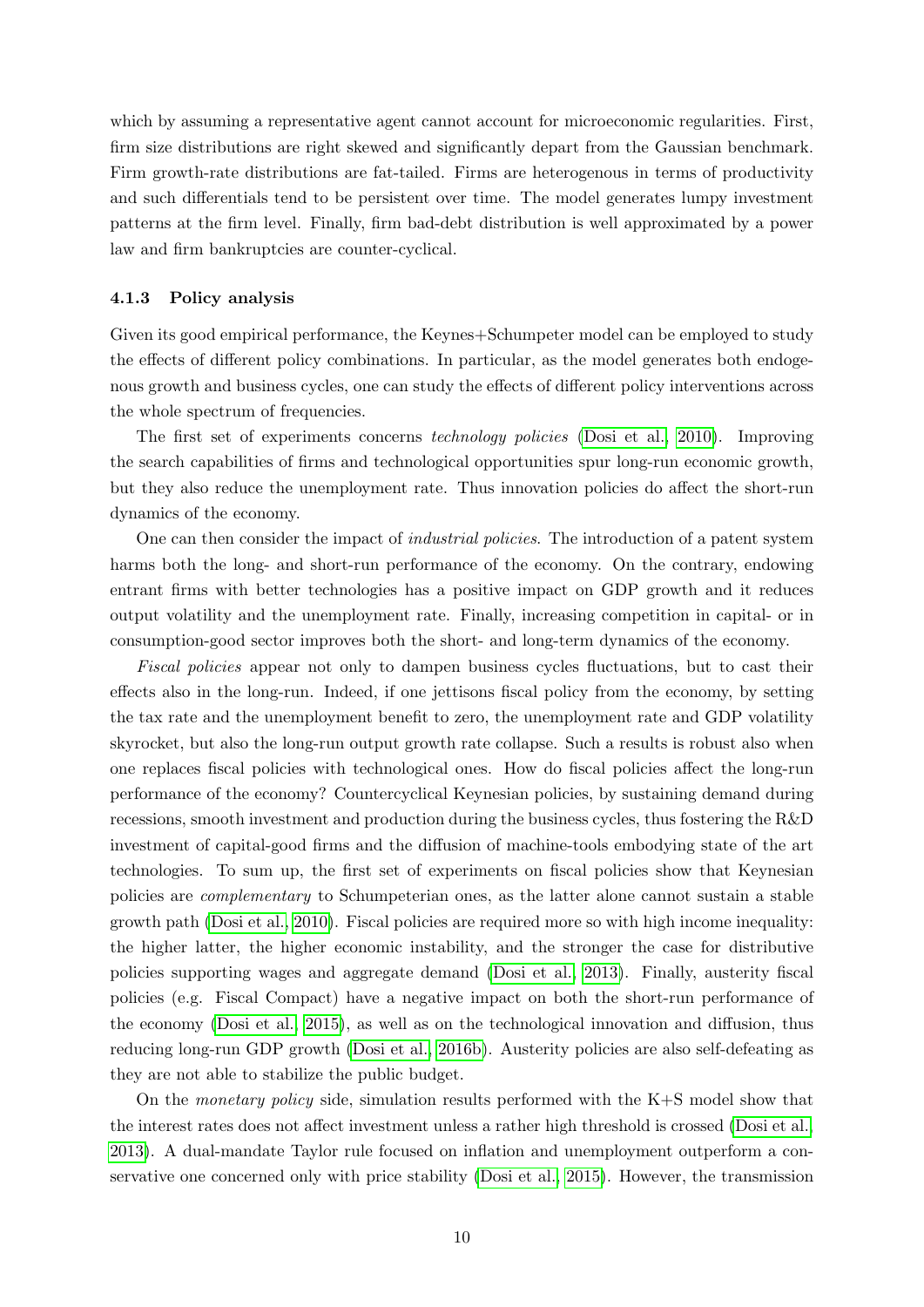which by assuming a representative agent cannot account for microeconomic regularities. First, firm size distributions are right skewed and significantly depart from the Gaussian benchmark. Firm growth-rate distributions are fat-tailed. Firms are heterogenous in terms of productivity and such differentials tend to be persistent over time. The model generates lumpy investment patterns at the firm level. Finally, firm bad-debt distribution is well approximated by a power law and firm bankruptcies are counter-cyclical.

### 4.1.3 Policy analysis

Given its good empirical performance, the Keynes+Schumpeter model can be employed to study the effects of different policy combinations. In particular, as the model generates both endogenous growth and business cycles, one can study the effects of different policy interventions across the whole spectrum of frequencies.

The first set of experiments concerns *technology policies* (Dosi et al., 2010). Improving the search capabilities of firms and technological opportunities spur long-run economic growth, but they also reduce the unemployment rate. Thus innovation policies do affect the short-run dynamics of the economy.

One can then consider the impact of *industrial policies*. The introduction of a patent system harms both the long- and short-run performance of the economy. On the contrary, endowing entrant firms with better technologies has a positive impact on GDP growth and it reduces output volatility and the unemployment rate. Finally, increasing competition in capital- or in consumption-good sector improves both the short- and long-term dynamics of the economy.

*Fiscal policies* appear not only to dampen business cycles fluctuations, but to cast their effects also in the long-run. Indeed, if one jettisons fiscal policy from the economy, by setting the tax rate and the unemployment benefit to zero, the unemployment rate and GDP volatility skyrocket, but also the long-run output growth rate collapse. Such a results is robust also when one replaces fiscal policies with technological ones. How do fiscal policies affect the long-run performance of the economy? Countercyclical Keynesian policies, by sustaining demand during recessions, smooth investment and production during the business cycles, thus fostering the R&D investment of capital-good firms and the diffusion of machine-tools embodying state of the art technologies. To sum up, the first set of experiments on fiscal policies show that Keynesian policies are *complementary* to Schumpeterian ones, as the latter alone cannot sustain a stable growth path (Dosi et al., 2010). Fiscal policies are required more so with high income inequality: the higher latter, the higher economic instability, and the stronger the case for distributive policies supporting wages and aggregate demand (Dosi et al., 2013). Finally, austerity fiscal policies (e.g. Fiscal Compact) have a negative impact on both the short-run performance of the economy (Dosi et al., 2015), as well as on the technological innovation and diffusion, thus reducing long-run GDP growth (Dosi et al., 2016b). Austerity policies are also self-defeating as they are not able to stabilize the public budget.

On the *monetary policy* side, simulation results performed with the K+S model show that the interest rates does not affect investment unless a rather high threshold is crossed (Dosi et al., 2013). A dual-mandate Taylor rule focused on inflation and unemployment outperform a conservative one concerned only with price stability (Dosi et al., 2015). However, the transmission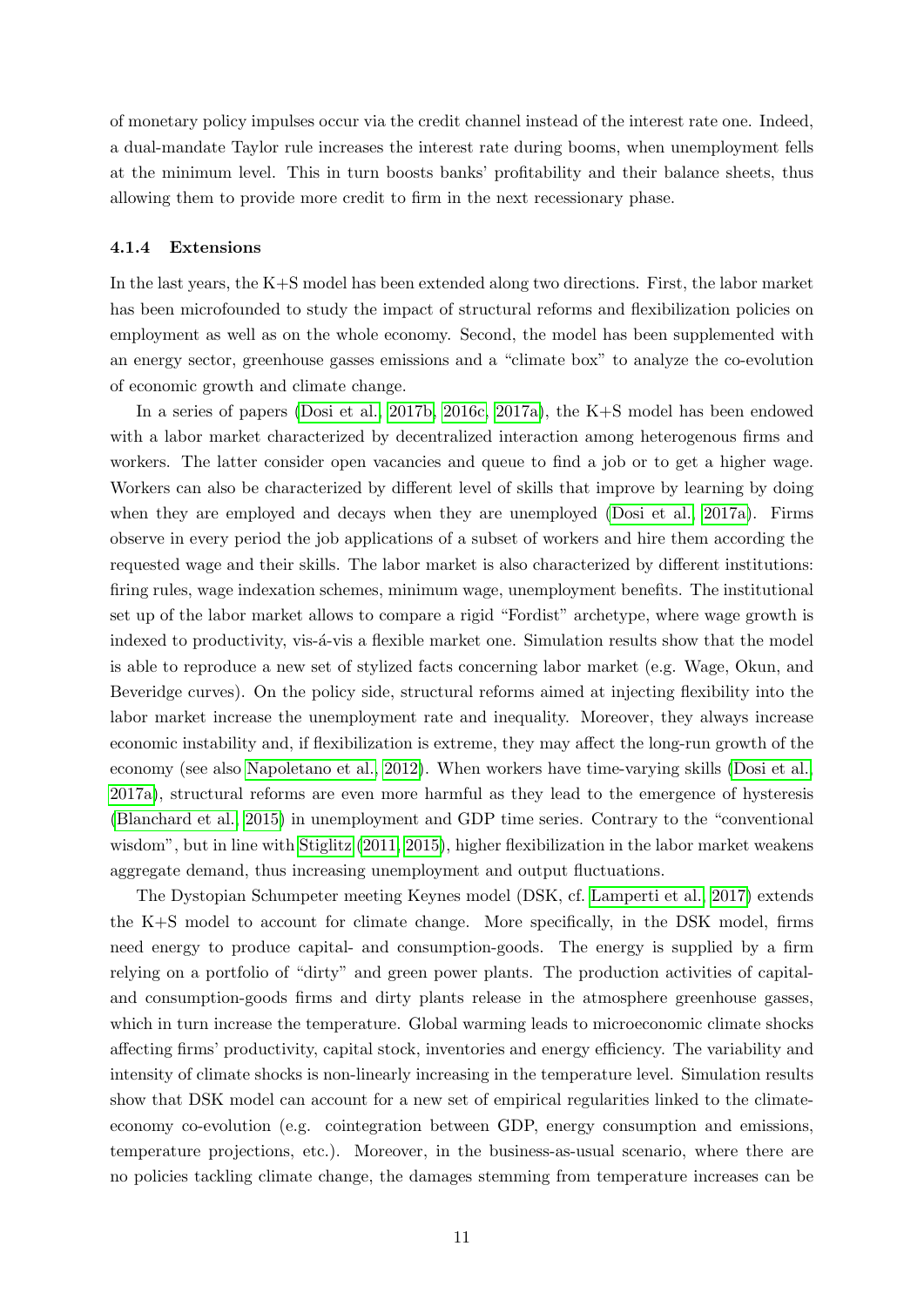of monetary policy impulses occur via the credit channel instead of the interest rate one. Indeed, a dual-mandate Taylor rule increases the interest rate during booms, when unemployment fells at the minimum level. This in turn boosts banks' profitability and their balance sheets, thus allowing them to provide more credit to firm in the next recessionary phase.

#### 4.1.4 Extensions

In the last years, the K+S model has been extended along two directions. First, the labor market has been microfounded to study the impact of structural reforms and flexibilization policies on employment as well as on the whole economy. Second, the model has been supplemented with an energy sector, greenhouse gasses emissions and a "climate box" to analyze the co-evolution of economic growth and climate change.

In a series of papers (Dosi et al., 2017b, 2016c, 2017a), the K+S model has been endowed with a labor market characterized by decentralized interaction among heterogenous firms and workers. The latter consider open vacancies and queue to find a job or to get a higher wage. Workers can also be characterized by different level of skills that improve by learning by doing when they are employed and decays when they are unemployed (Dosi et al., 2017a). Firms observe in every period the job applications of a subset of workers and hire them according the requested wage and their skills. The labor market is also characterized by different institutions: firing rules, wage indexation schemes, minimum wage, unemployment benefits. The institutional set up of the labor market allows to compare a rigid "Fordist" archetype, where wage growth is indexed to productivity, vis-á-vis a flexible market one. Simulation results show that the model is able to reproduce a new set of stylized facts concerning labor market (e.g. Wage, Okun, and Beveridge curves). On the policy side, structural reforms aimed at injecting flexibility into the labor market increase the unemployment rate and inequality. Moreover, they always increase economic instability and, if flexibilization is extreme, they may affect the long-run growth of the economy (see also Napoletano et al., 2012). When workers have time-varying skills (Dosi et al., 2017a), structural reforms are even more harmful as they lead to the emergence of hysteresis (Blanchard et al., 2015) in unemployment and GDP time series. Contrary to the "conventional wisdom", but in line with Stiglitz (2011, 2015), higher flexibilization in the labor market weakens aggregate demand, thus increasing unemployment and output fluctuations.

The Dystopian Schumpeter meeting Keynes model (DSK, cf. Lamperti et al., 2017) extends the K+S model to account for climate change. More specifically, in the DSK model, firms need energy to produce capital- and consumption-goods. The energy is supplied by a firm relying on a portfolio of "dirty" and green power plants. The production activities of capital- and consumption-goods firms and dirty plants release in the atmosphere greenhouse gasses, which in turn increase the temperature. Global warming leads to microeconomic climate shocks affecting firms' productivity, capital stock, inventories and energy efficiency. The variability and intensity of climate shocks is non-linearly increasing in the temperature level. Simulation results show that DSK model can account for a new set of empirical regularities linked to the climate-economy co-evolution (e.g. cointegration between GDP, energy consumption and emissions, temperature projections, etc.). Moreover, in the business-as-usual scenario, where there are no policies tackling climate change, the damages stemming from temperature increases can be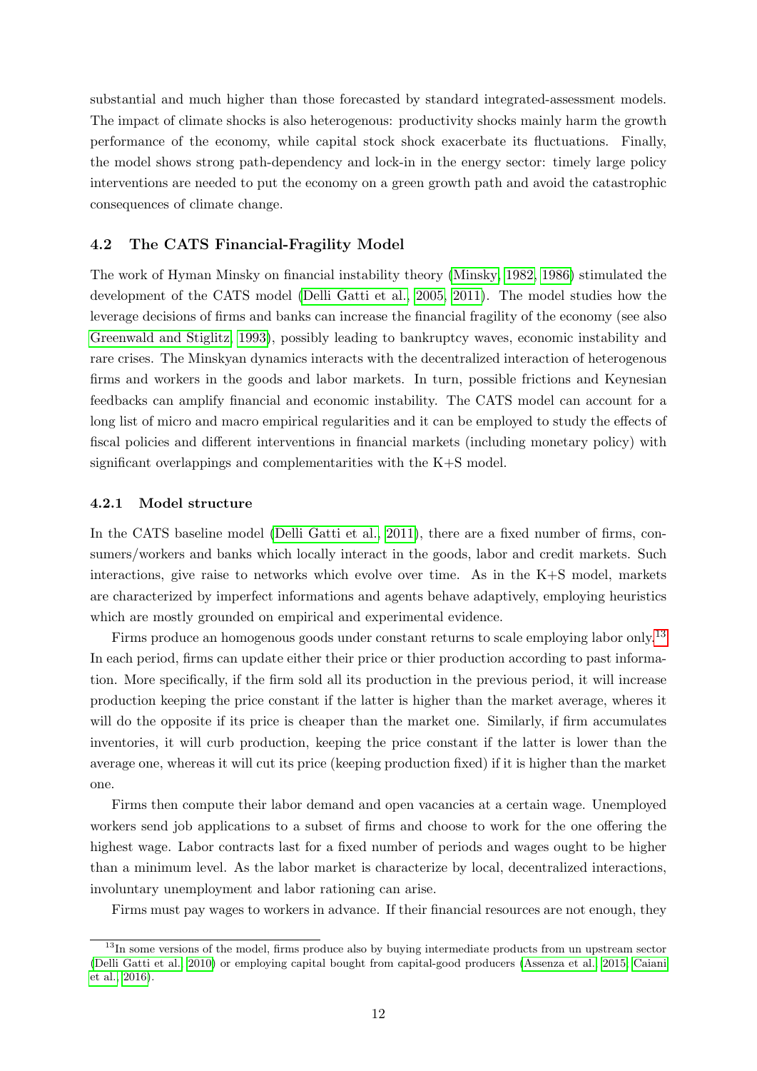substantial and much higher than those forecasted by standard integrated-assessment models. The impact of climate shocks is also heterogenous: productivity shocks mainly harm the growth performance of the economy, while capital stock shock exacerbate its fluctuations. Finally, the model shows strong path-dependency and lock-in in the energy sector: timely large policy interventions are needed to put the economy on a green growth path and avoid the catastrophic consequences of climate change.

### 4.2 The CATS Financial-Fragility Model

The work of Hyman Minsky on financial instability theory (Minsky, 1982, 1986) stimulated the development of the CATS model (Delli Gatti et al., 2005, 2011). The model studies how the leverage decisions of firms and banks can increase the financial fragility of the economy (see also Greenwald and Stiglitz, 1993), possibly leading to bankruptcy waves, economic instability and rare crises. The Minskyan dynamics interacts with the decentralized interaction of heterogenous firms and workers in the goods and labor markets. In turn, possible frictions and Keynesian feedbacks can amplify financial and economic instability. The CATS model can account for a long list of micro and macro empirical regularities and it can be employed to study the effects of fiscal policies and different interventions in financial markets (including monetary policy) with significant overlappings and complementarities with the K+S model.

#### 4.2.1 Model structure

In the CATS baseline model (Delli Gatti et al., 2011), there are a fixed number of firms, consumers/workers and banks which locally interact in the goods, labor and credit markets. Such interactions, give raise to networks which evolve over time. As in the K+S model, markets are characterized by imperfect informations and agents behave adaptively, employing heuristics which are mostly grounded on empirical and experimental evidence.

Firms produce an homogenous goods under constant returns to scale employing labor only.[13] In each period, firms can update either their price or thier production according to past information. More specifically, if the firm sold all its production in the previous period, it will increase production keeping the price constant if the latter is higher than the market average, wheres it will do the opposite if its price is cheaper than the market one. Similarly, if firm accumulates inventories, it will curb production, keeping the price constant if the latter is lower than the average one, whereas it will cut its price (keeping production fixed) if it is higher than the market one.

Firms then compute their labor demand and open vacancies at a certain wage. Unemployed workers send job applications to a subset of firms and choose to work for the one offering the highest wage. Labor contracts last for a fixed number of periods and wages ought to be higher than a minimum level. As the labor market is characterize by local, decentralized interactions, involuntary unemployment and labor rationing can arise.

Firms must pay wages to workers in advance. If their financial resources are not enough, they

[13] In some versions of the model, firms produce also by buying intermediate products from un upstream sector (Delli Gatti et al., 2010) or employing capital bought from capital-good producers (Assenza et al., 2015; Caiani et al., 2016).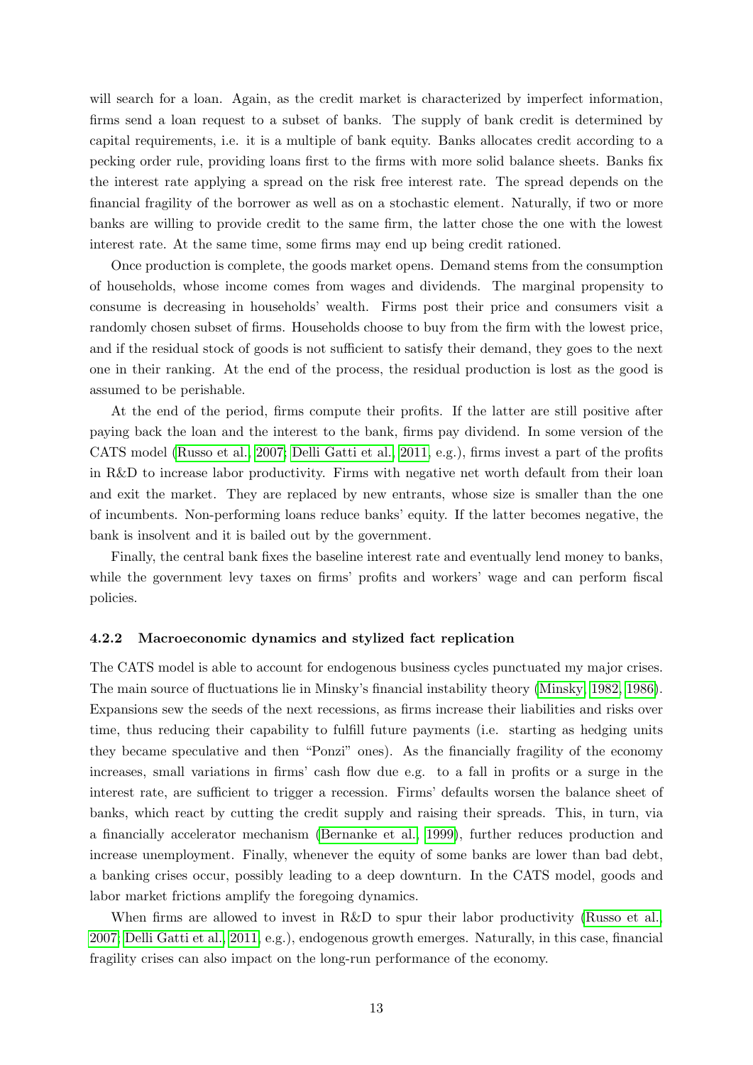will search for a loan. Again, as the credit market is characterized by imperfect information, firms send a loan request to a subset of banks. The supply of bank credit is determined by capital requirements, i.e. it is a multiple of bank equity. Banks allocates credit according to a pecking order rule, providing loans first to the firms with more solid balance sheets. Banks fix the interest rate applying a spread on the risk free interest rate. The spread depends on the financial fragility of the borrower as well as on a stochastic element. Naturally, if two or more banks are willing to provide credit to the same firm, the latter chose the one with the lowest interest rate. At the same time, some firms may end up being credit rationed.

Once production is complete, the goods market opens. Demand stems from the consumption of households, whose income comes from wages and dividends. The marginal propensity to consume is decreasing in households' wealth. Firms post their price and consumers visit a randomly chosen subset of firms. Households choose to buy from the firm with the lowest price, and if the residual stock of goods is not sufficient to satisfy their demand, they goes to the next one in their ranking. At the end of the process, the residual production is lost as the good is assumed to be perishable.

At the end of the period, firms compute their profits. If the latter are still positive after paying back the loan and the interest to the bank, firms pay dividend. In some version of the CATS model (Russo et al., 2007; Delli Gatti et al., 2011, e.g.), firms invest a part of the profits in R&D to increase labor productivity. Firms with negative net worth default from their loan and exit the market. They are replaced by new entrants, whose size is smaller than the one of incumbents. Non-performing loans reduce banks' equity. If the latter becomes negative, the bank is insolvent and it is bailed out by the government.

Finally, the central bank fixes the baseline interest rate and eventually lend money to banks, while the government levy taxes on firms' profits and workers' wage and can perform fiscal policies.

### 4.2.2 Macroeconomic dynamics and stylized fact replication

The CATS model is able to account for endogenous business cycles punctuated my major crises. The main source of fluctuations lie in Minsky's financial instability theory (Minsky, 1982, 1986). Expansions sew the seeds of the next recessions, as firms increase their liabilities and risks over time, thus reducing their capability to fulfill future payments (i.e. starting as hedging units they became speculative and then "Ponzi" ones). As the financially fragility of the economy increases, small variations in firms' cash flow due e.g. to a fall in profits or a surge in the interest rate, are sufficient to trigger a recession. Firms' defaults worsen the balance sheet of banks, which react by cutting the credit supply and raising their spreads. This, in turn, via a financially accelerator mechanism (Bernanke et al., 1999), further reduces production and increase unemployment. Finally, whenever the equity of some banks are lower than bad debt, a banking crises occur, possibly leading to a deep downturn. In the CATS model, goods and labor market frictions amplify the foregoing dynamics.

When firms are allowed to invest in R&D to spur their labor productivity (Russo et al., 2007; Delli Gatti et al., 2011, e.g.), endogenous growth emerges. Naturally, in this case, financial fragility crises can also impact on the long-run performance of the economy.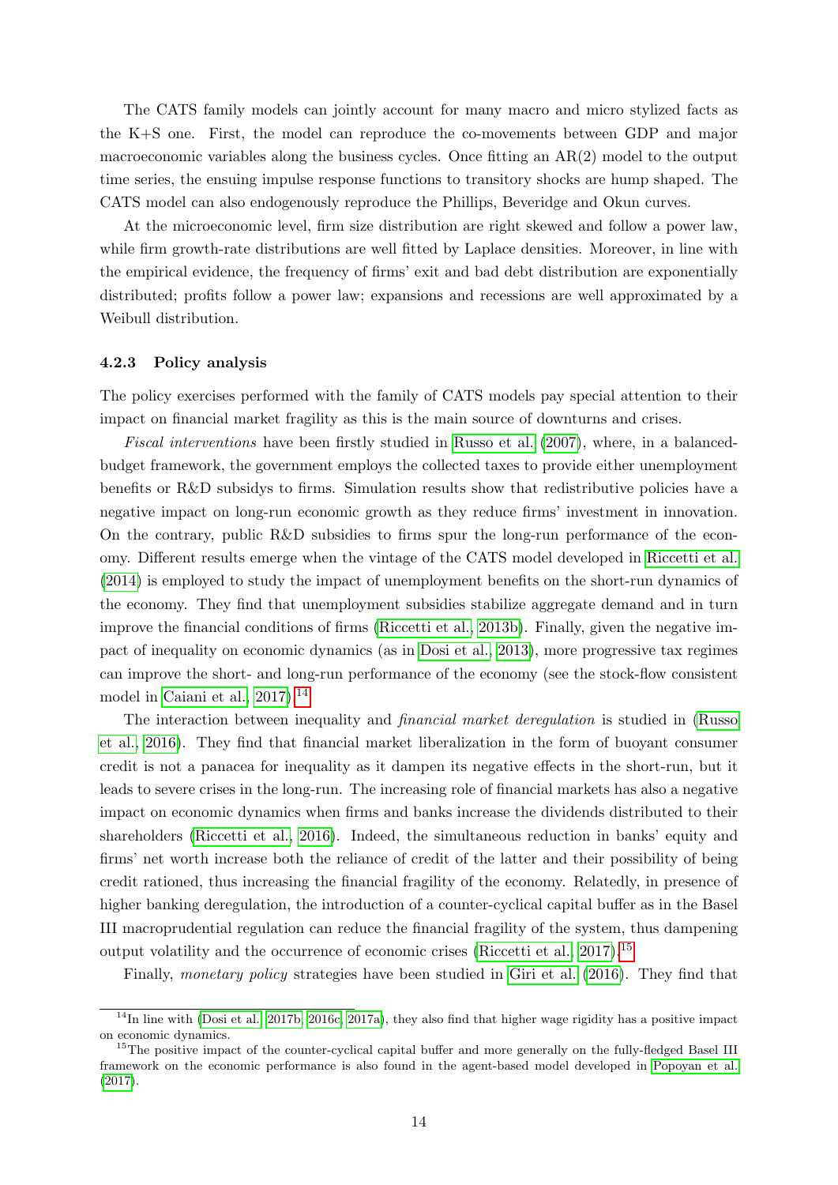The CATS family models can jointly account for many macro and micro stylized facts as the K+S one. First, the model can reproduce the co-movements between GDP and major macroeconomic variables along the business cycles. Once fitting an AR(2) model to the output time series, the ensuing impulse response functions to transitory shocks are hump shaped. The CATS model can also endogenously reproduce the Phillips, Beveridge and Okun curves.

At the microeconomic level, firm size distribution are right skewed and follow a power law, while firm growth-rate distributions are well fitted by Laplace densities. Moreover, in line with the empirical evidence, the frequency of firms' exit and bad debt distribution are exponentially distributed; profits follow a power law; expansions and recessions are well approximated by a Weibull distribution.

### 4.2.3 Policy analysis

The policy exercises performed with the family of CATS models pay special attention to their impact on financial market fragility as this is the main source of downturns and crises.

*Fiscal interventions* have been firstly studied in Russo et al. (2007), where, in a balanced-budget framework, the government employs the collected taxes to provide either unemployment benefits or R&D subsidys to firms. Simulation results show that redistributive policies have a negative impact on long-run economic growth as they reduce firms' investment in innovation. On the contrary, public R&D subsidies to firms spur the long-run performance of the economy. Different results emerge when the vintage of the CATS model developed in Riccetti et al. (2014) is employed to study the impact of unemployment benefits on the short-run dynamics of the economy. They find that unemployment subsidies stabilize aggregate demand and in turn improve the financial conditions of firms (Riccetti et al., 2013b). Finally, given the negative impact of inequality on economic dynamics (as in Dosi et al., 2013), more progressive tax regimes can improve the short- and long-run performance of the economy (see the stock-flow consistent model in Caiani et al., 2017).[14]

The interaction between inequality and *financial market deregulation* is studied in (Russo et al., 2016). They find that financial market liberalization in the form of buoyant consumer credit is not a panacea for inequality as it dampen its negative effects in the short-run, but it leads to severe crises in the long-run. The increasing role of financial markets has also a negative impact on economic dynamics when firms and banks increase the dividends distributed to their shareholders (Riccetti et al., 2016). Indeed, the simultaneous reduction in banks' equity and firms' net worth increase both the reliance of credit of the latter and their possibility of being credit rationed, thus increasing the financial fragility of the economy. Relatedly, in presence of higher banking deregulation, the introduction of a counter-cyclical capital buffer as in the Basel III macroprudential regulation can reduce the financial fragility of the system, thus dampening output volatility and the occurrence of economic crises (Riccetti et al., 2017).[15]

Finally, *monetary policy* strategies have been studied in Giri et al. (2016). They find that

[14] In line with (Dosi et al., 2017b, 2016c, 2017a), they also find that higher wage rigidity has a positive impact on economic dynamics.

[15] The positive impact of the counter-cyclical capital buffer and more generally on the fully-fledged Basel III framework on the economic performance is also found in the agent-based model developed in Popoyan et al. (2017).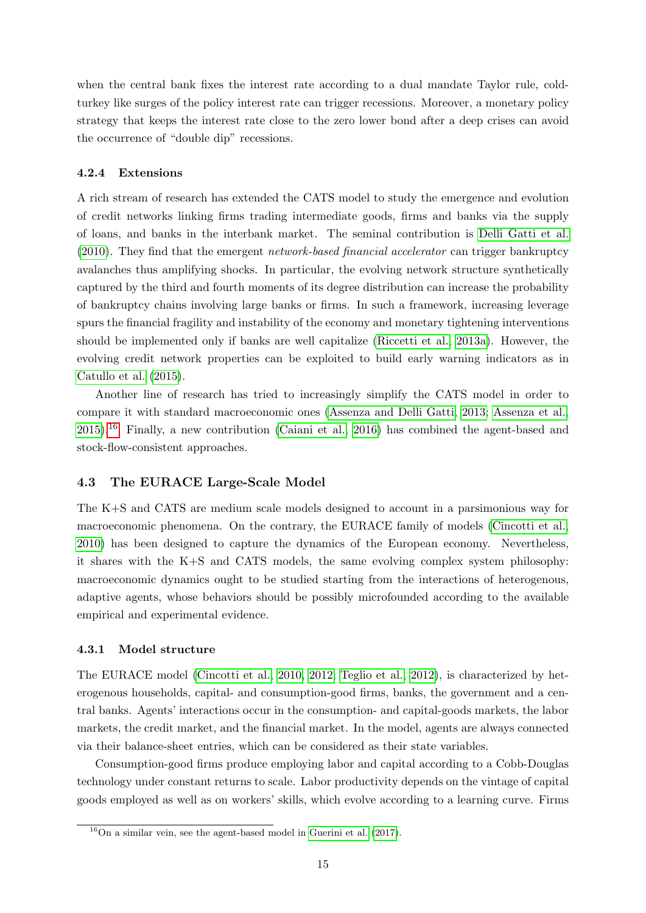when the central bank fixes the interest rate according to a dual mandate Taylor rule, cold-turkey like surges of the policy interest rate can trigger recessions. Moreover, a monetary policy strategy that keeps the interest rate close to the zero lower bond after a deep crises can avoid the occurrence of "double dip" recessions.

#### 4.2.4 Extensions

A rich stream of research has extended the CATS model to study the emergence and evolution of credit networks linking firms trading intermediate goods, firms and banks via the supply of loans, and banks in the interbank market. The seminal contribution is Delli Gatti et al. (2010). They find that the emergent *network-based financial accelerator* can trigger bankruptcy avalanches thus amplifying shocks. In particular, the evolving network structure synthetically captured by the third and fourth moments of its degree distribution can increase the probability of bankruptcy chains involving large banks or firms. In such a framework, increasing leverage spurs the financial fragility and instability of the economy and monetary tightening interventions should be implemented only if banks are well capitalize (Riccetti et al., 2013a). However, the evolving credit network properties can be exploited to build early warning indicators as in Catullo et al. (2015).

Another line of research has tried to increasingly simplify the CATS model in order to compare it with standard macroeconomic ones (Assenza and Delli Gatti, 2013; Assenza et al., 2015).[16] Finally, a new contribution (Caiani et al., 2016) has combined the agent-based and stock-flow-consistent approaches.

### 4.3 The EURACE Large-Scale Model

The K+S and CATS are medium scale models designed to account in a parsimonious way for macroeconomic phenomena. On the contrary, the EURACE family of models (Cincotti et al., 2010) has been designed to capture the dynamics of the European economy. Nevertheless, it shares with the K+S and CATS models, the same evolving complex system philosophy: macroeconomic dynamics ought to be studied starting from the interactions of heterogenous, adaptive agents, whose behaviors should be possibly microfounded according to the available empirical and experimental evidence.

#### 4.3.1 Model structure

The EURACE model (Cincotti et al., 2010, 2012; Teglio et al., 2012), is characterized by heterogenous households, capital- and consumption-good firms, banks, the government and a central banks. Agents' interactions occur in the consumption- and capital-goods markets, the labor markets, the credit market, and the financial market. In the model, agents are always connected via their balance-sheet entries, which can be considered as their state variables.

Consumption-good firms produce employing labor and capital according to a Cobb-Douglas technology under constant returns to scale. Labor productivity depends on the vintage of capital goods employed as well as on workers' skills, which evolve according to a learning curve. Firms

[16] On a similar vein, see the agent-based model in Guerini et al. (2017).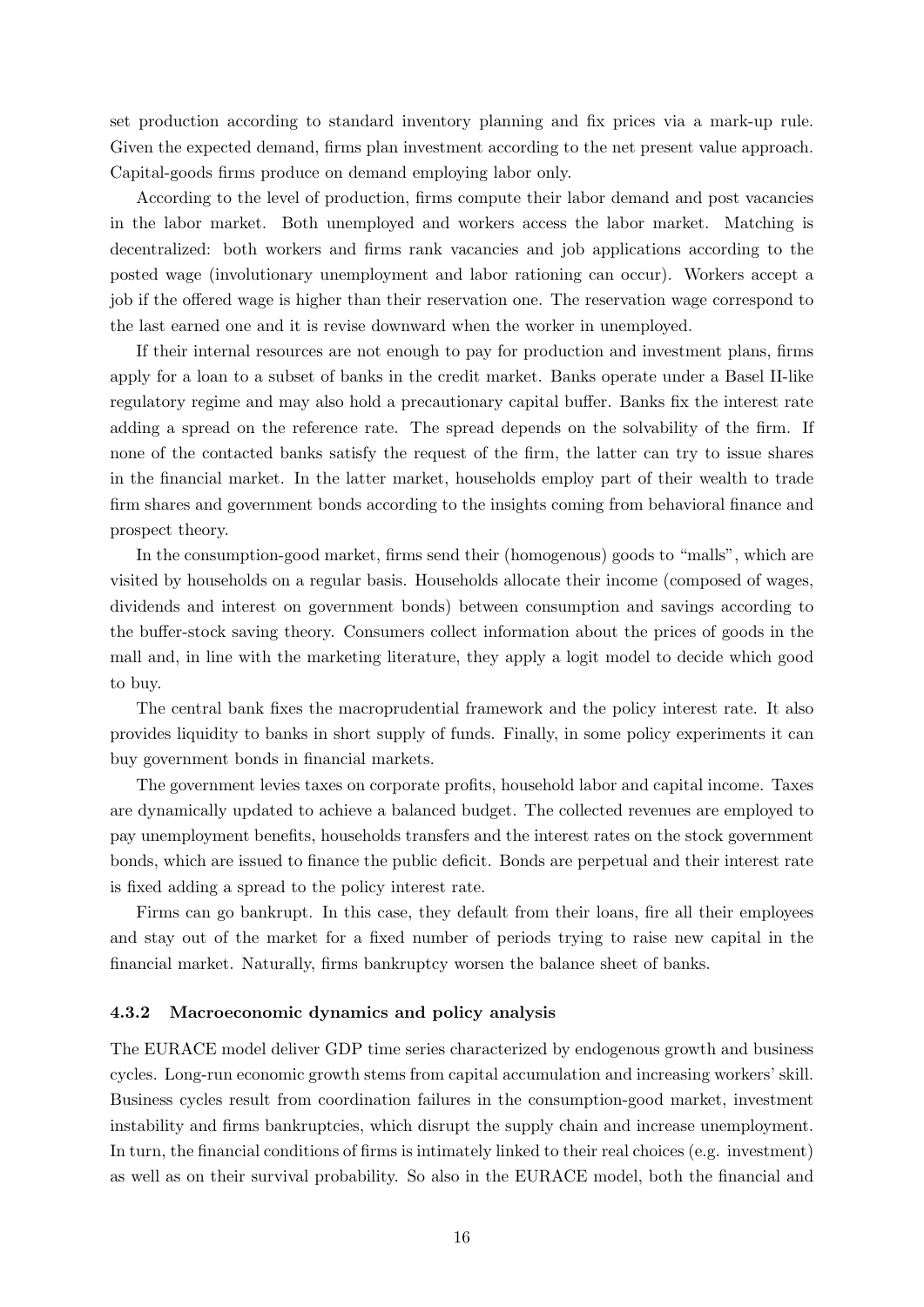set production according to standard inventory planning and fix prices via a mark-up rule. Given the expected demand, firms plan investment according to the net present value approach. Capital-goods firms produce on demand employing labor only.

According to the level of production, firms compute their labor demand and post vacancies in the labor market. Both unemployed and workers access the labor market. Matching is decentralized: both workers and firms rank vacancies and job applications according to the posted wage (involutionary unemployment and labor rationing can occur). Workers accept a job if the offered wage is higher than their reservation one. The reservation wage correspond to the last earned one and it is revise downward when the worker in unemployed.

If their internal resources are not enough to pay for production and investment plans, firms apply for a loan to a subset of banks in the credit market. Banks operate under a Basel II-like regulatory regime and may also hold a precautionary capital buffer. Banks fix the interest rate adding a spread on the reference rate. The spread depends on the solvability of the firm. If none of the contacted banks satisfy the request of the firm, the latter can try to issue shares in the financial market. In the latter market, households employ part of their wealth to trade firm shares and government bonds according to the insights coming from behavioral finance and prospect theory.

In the consumption-good market, firms send their (homogenous) goods to "malls", which are visited by households on a regular basis. Households allocate their income (composed of wages, dividends and interest on government bonds) between consumption and savings according to the buffer-stock saving theory. Consumers collect information about the prices of goods in the mall and, in line with the marketing literature, they apply a logit model to decide which good to buy.

The central bank fixes the macroprudential framework and the policy interest rate. It also provides liquidity to banks in short supply of funds. Finally, in some policy experiments it can buy government bonds in financial markets.

The government levies taxes on corporate profits, household labor and capital income. Taxes are dynamically updated to achieve a balanced budget. The collected revenues are employed to pay unemployment benefits, households transfers and the interest rates on the stock government bonds, which are issued to finance the public deficit. Bonds are perpetual and their interest rate is fixed adding a spread to the policy interest rate.

Firms can go bankrupt. In this case, they default from their loans, fire all their employees and stay out of the market for a fixed number of periods trying to raise new capital in the financial market. Naturally, firms bankruptcy worsen the balance sheet of banks.

#### 4.3.2 Macroeconomic dynamics and policy analysis

The EURACE model deliver GDP time series characterized by endogenous growth and business cycles. Long-run economic growth stems from capital accumulation and increasing workers' skill. Business cycles result from coordination failures in the consumption-good market, investment instability and firms bankruptcies, which disrupt the supply chain and increase unemployment. In turn, the financial conditions of firms is intimately linked to their real choices (e.g. investment) as well as on their survival probability. So also in the EURACE model, both the financial and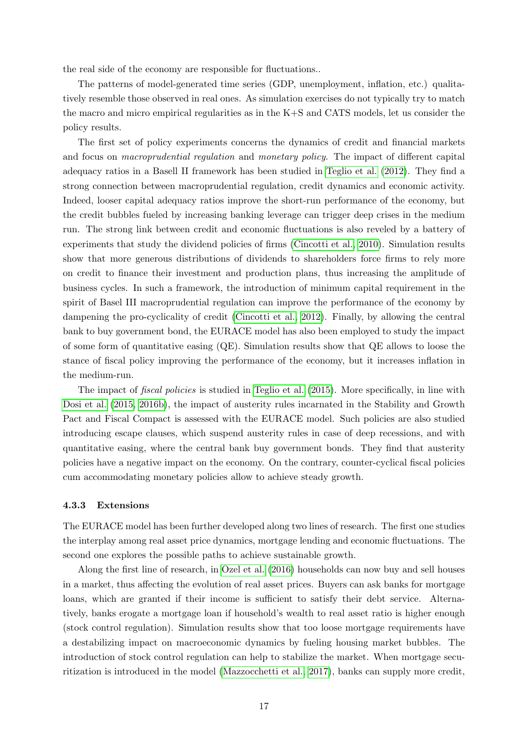the real side of the economy are responsible for fluctuations..

The patterns of model-generated time series (GDP, unemployment, inflation, etc.) qualitatively resemble those observed in real ones. As simulation exercises do not typically try to match the macro and micro empirical regularities as in the K+S and CATS models, let us consider the policy results.

The first set of policy experiments concerns the dynamics of credit and financial markets and focus on *macroprudential regulation* and *monetary policy*. The impact of different capital adequacy ratios in a Basell II framework has been studied in Teglio et al. (2012). They find a strong connection between macroprudential regulation, credit dynamics and economic activity. Indeed, looser capital adequacy ratios improve the short-run performance of the economy, but the credit bubbles fueled by increasing banking leverage can trigger deep crises in the medium run. The strong link between credit and economic fluctuations is also reveled by a battery of experiments that study the dividend policies of firms (Cincotti et al., 2010). Simulation results show that more generous distributions of dividends to shareholders force firms to rely more on credit to finance their investment and production plans, thus increasing the amplitude of business cycles. In such a framework, the introduction of minimum capital requirement in the spirit of Basel III macroprudential regulation can improve the performance of the economy by dampening the pro-cyclicality of credit (Cincotti et al., 2012). Finally, by allowing the central bank to buy government bond, the EURACE model has also been employed to study the impact of some form of quantitative easing (QE). Simulation results show that QE allows to loose the stance of fiscal policy improving the performance of the economy, but it increases inflation in the medium-run.

The impact of *fiscal policies* is studied in Teglio et al. (2015). More specifically, in line with Dosi et al. (2015, 2016b), the impact of austerity rules incarnated in the Stability and Growth Pact and Fiscal Compact is assessed with the EURACE model. Such policies are also studied introducing escape clauses, which suspend austerity rules in case of deep recessions, and with quantitative easing, where the central bank buy government bonds. They find that austerity policies have a negative impact on the economy. On the contrary, counter-cyclical fiscal policies cum accommodating monetary policies allow to achieve steady growth.

#### 4.3.3 Extensions

The EURACE model has been further developed along two lines of research. The first one studies the interplay among real asset price dynamics, mortgage lending and economic fluctuations. The second one explores the possible paths to achieve sustainable growth.

Along the first line of research, in Ozel et al. (2016) households can now buy and sell houses in a market, thus affecting the evolution of real asset prices. Buyers can ask banks for mortgage loans, which are granted if their income is sufficient to satisfy their debt service. Alternatively, banks erogate a mortgage loan if household's wealth to real asset ratio is higher enough (stock control regulation). Simulation results show that too loose mortgage requirements have a destabilizing impact on macroeconomic dynamics by fueling housing market bubbles. The introduction of stock control regulation can help to stabilize the market. When mortgage securitization is introduced in the model (Mazzocchetti et al., 2017), banks can supply more credit,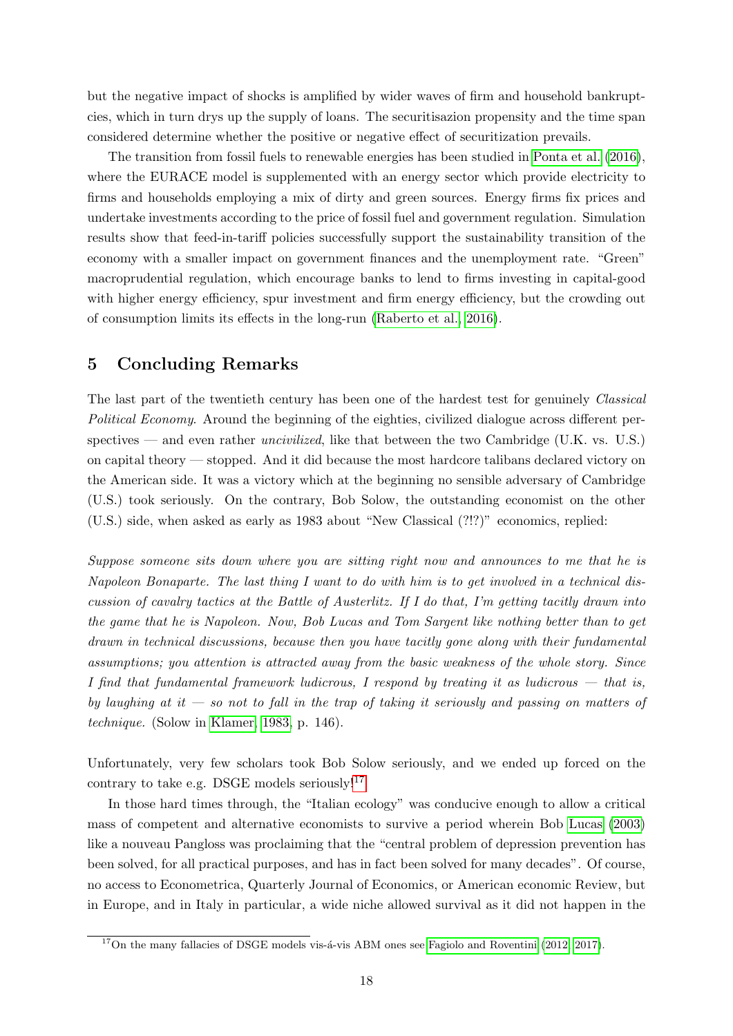but the negative impact of shocks is amplified by wider waves of firm and household bankruptcies, which in turn drys up the supply of loans. The securitisazion propensity and the time span considered determine whether the positive or negative effect of securitization prevails.

The transition from fossil fuels to renewable energies has been studied in Ponta et al. (2016), where the EURACE model is supplemented with an energy sector which provide electricity to firms and households employing a mix of dirty and green sources. Energy firms fix prices and undertake investments according to the price of fossil fuel and government regulation. Simulation results show that feed-in-tariff policies successfully support the sustainability transition of the economy with a smaller impact on government finances and the unemployment rate. "Green" macroprudential regulation, which encourage banks to lend to firms investing in capital-good with higher energy efficiency, spur investment and firm energy efficiency, but the crowding out of consumption limits its effects in the long-run (Raberto et al., 2016).

## 5 Concluding Remarks

The last part of the twentieth century has been one of the hardest test for genuinely *Classical Political Economy*. Around the beginning of the eighties, civilized dialogue across different perspectives — and even rather *uncivilized*, like that between the two Cambridge (U.K. vs. U.S.) on capital theory — stopped. And it did because the most hardcore talibans declared victory on the American side. It was a victory which at the beginning no sensible adversary of Cambridge (U.S.) took seriously. On the contrary, Bob Solow, the outstanding economist on the other (U.S.) side, when asked as early as 1983 about "New Classical (?!?)" economics, replied:

*Suppose someone sits down where you are sitting right now and announces to me that he is Napoleon Bonaparte. The last thing I want to do with him is to get involved in a technical discussion of cavalry tactics at the Battle of Austerlitz. If I do that, I'm getting tacitly drawn into the game that he is Napoleon. Now, Bob Lucas and Tom Sargent like nothing better than to get drawn in technical discussions, because then you have tacitly gone along with their fundamental assumptions; you attention is attracted away from the basic weakness of the whole story. Since I find that fundamental framework ludicrous, I respond by treating it as ludicrous — that is, by laughing at it — so not to fall in the trap of taking it seriously and passing on matters of technique.* (Solow in Klamer, 1983, p. 146).

Unfortunately, very few scholars took Bob Solow seriously, and we ended up forced on the contrary to take e.g. DSGE models seriously![17]

In those hard times through, the "Italian ecology" was conducive enough to allow a critical mass of competent and alternative economists to survive a period wherein Bob Lucas (2003) like a nouveau Pangloss was proclaiming that the "central problem of depression prevention has been solved, for all practical purposes, and has in fact been solved for many decades". Of course, no access to Econometrica, Quarterly Journal of Economics, or American economic Review, but in Europe, and in Italy in particular, a wide niche allowed survival as it did not happen in the

[17] On the many fallacies of DSGE models vis-á-vis ABM ones see Fagiolo and Roventini (2012, 2017).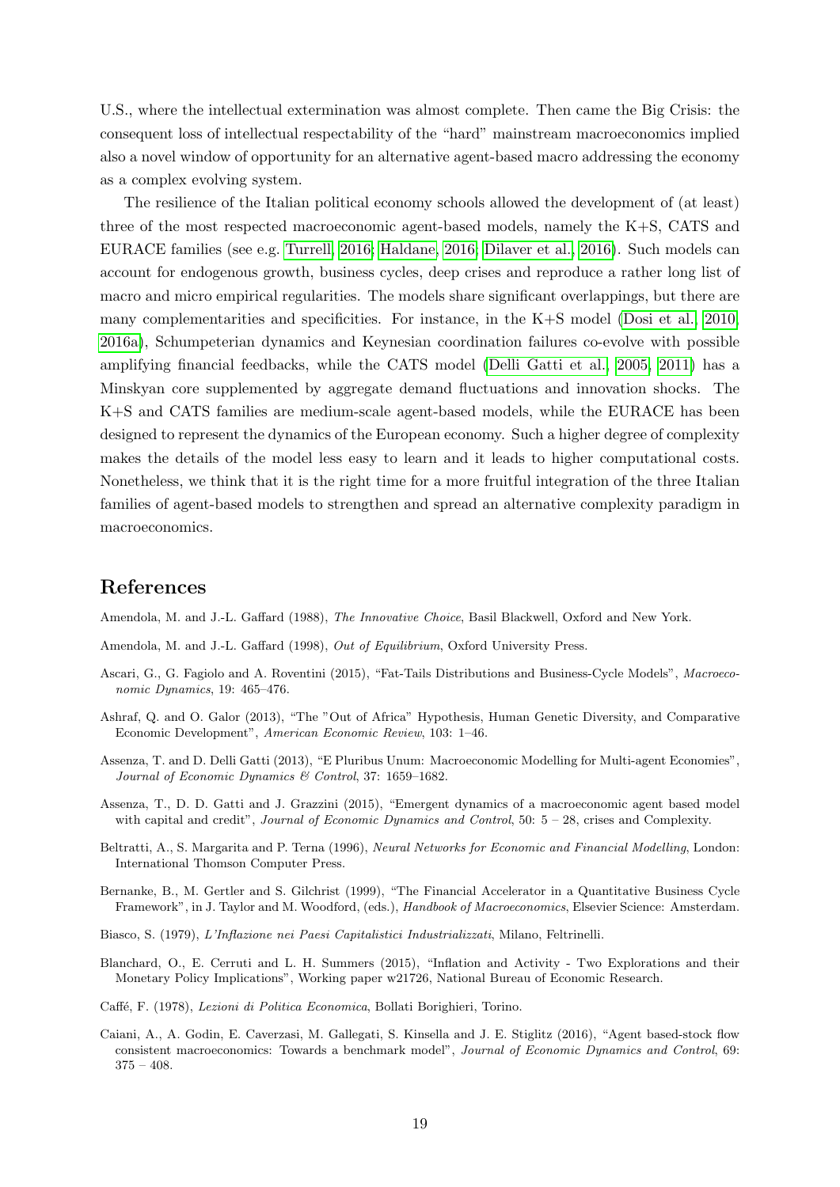U.S., where the intellectual extermination was almost complete. Then came the Big Crisis: the consequent loss of intellectual respectability of the "hard" mainstream macroeconomics implied also a novel window of opportunity for an alternative agent-based macro addressing the economy as a complex evolving system.

The resilience of the Italian political economy schools allowed the development of (at least) three of the most respected macroeconomic agent-based models, namely the K+S, CATS and EURACE families (see e.g. Turrell, 2016; Haldane, 2016; Dilaver et al., 2016). Such models can account for endogenous growth, business cycles, deep crises and reproduce a rather long list of macro and micro empirical regularities. The models share significant overlappings, but there are many complementarities and specificities. For instance, in the K+S model (Dosi et al., 2010, 2016a), Schumpeterian dynamics and Keynesian coordination failures co-evolve with possible amplifying financial feedbacks, while the CATS model (Delli Gatti et al., 2005, 2011) has a Minskyan core supplemented by aggregate demand fluctuations and innovation shocks. The K+S and CATS families are medium-scale agent-based models, while the EURACE has been designed to represent the dynamics of the European economy. Such a higher degree of complexity makes the details of the model less easy to learn and it leads to higher computational costs. Nonetheless, we think that it is the right time for a more fruitful integration of the three Italian families of agent-based models to strengthen and spread an alternative complexity paradigm in macroeconomics.

## References

Amendola, M. and J.-L. Gaffard (1988), *The Innovative Choice*, Basil Blackwell, Oxford and New York.

Amendola, M. and J.-L. Gaffard (1998), *Out of Equilibrium*, Oxford University Press.

Ascari, G., G. Fagiolo and A. Roventini (2015), "Fat-Tails Distributions and Business-Cycle Models", *Macroeconomic Dynamics*, 19: 465–476.

Ashraf, Q. and O. Galor (2013), "The "Out of Africa" Hypothesis, Human Genetic Diversity, and Comparative Economic Development", *American Economic Review*, 103: 1–46.

Assenza, T. and D. Delli Gatti (2013), "E Pluribus Unum: Macroeconomic Modelling for Multi-agent Economies", *Journal of Economic Dynamics & Control*, 37: 1659–1682.

Assenza, T., D. D. Gatti and J. Grazzini (2015), "Emergent dynamics of a macroeconomic agent based model with capital and credit", *Journal of Economic Dynamics and Control*, 50: 5 – 28, crises and Complexity.

Beltratti, A., S. Margarita and P. Terna (1996), *Neural Networks for Economic and Financial Modelling*, London: International Thomson Computer Press.

Bernanke, B., M. Gertler and S. Gilchrist (1999), "The Financial Accelerator in a Quantitative Business Cycle Framework", in J. Taylor and M. Woodford, (eds.), *Handbook of Macroeconomics*, Elsevier Science: Amsterdam.

Biasco, S. (1979), *L'Inflazione nei Paesi Capitalistici Industrializzati*, Milano, Feltrinelli.

Blanchard, O., E. Cerruti and L. H. Summers (2015), "Inflation and Activity - Two Explorations and their Monetary Policy Implications", Working paper w21726, National Bureau of Economic Research.

Caffé, F. (1978), *Lezioni di Politica Economica*, Bollati Borighieri, Torino.

Caiani, A., A. Godin, E. Caverzasi, M. Gallegati, S. Kinsella and J. E. Stiglitz (2016), "Agent based-stock flow consistent macroeconomics: Towards a benchmark model", *Journal of Economic Dynamics and Control*, 69: 375 – 408.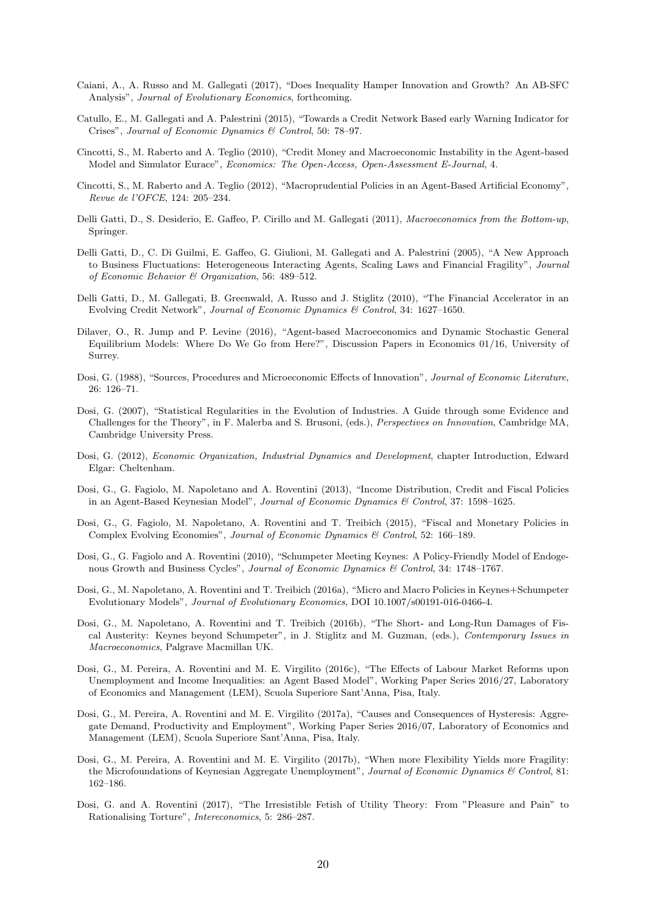Caiani, A., A. Russo and M. Gallegati (2017), “Does Inequality Hamper Innovation and Growth? An AB-SFC Analysis”, *Journal of Evolutionary Economics*, forthcoming.

Catullo, E., M. Gallegati and A. Palestrini (2015), “Towards a Credit Network Based early Warning Indicator for Crises”, *Journal of Economic Dynamics & Control*, 50: 78–97.

Cincotti, S., M. Raberto and A. Teglio (2010), “Credit Money and Macroeconomic Instability in the Agent-based Model and Simulator Eurace”, *Economics: The Open-Access, Open-Assessment E-Journal*, 4.

Cincotti, S., M. Raberto and A. Teglio (2012), “Macroprudential Policies in an Agent-Based Artificial Economy”, *Revue de l'OFCE*, 124: 205–234.

Delli Gatti, D., S. Desiderio, E. Gaffeo, P. Cirillo and M. Gallegati (2011), *Macroeconomics from the Bottom-up*, Springer.

Delli Gatti, D., C. Di Guilmi, E. Gaffeo, G. Giulioni, M. Gallegati and A. Palestrini (2005), “A New Approach to Business Fluctuations: Heterogeneous Interacting Agents, Scaling Laws and Financial Fragility”, *Journal of Economic Behavior & Organization*, 56: 489–512.

Delli Gatti, D., M. Gallegati, B. Greenwald, A. Russo and J. Stiglitz (2010), “The Financial Accelerator in an Evolving Credit Network”, *Journal of Economic Dynamics & Control*, 34: 1627–1650.

Dilaver, O., R. Jump and P. Levine (2016), “Agent-based Macroeconomics and Dynamic Stochastic General Equilibrium Models: Where Do We Go from Here?”, Discussion Papers in Economics 01/16, University of Surrey.

Dosi, G. (1988), “Sources, Procedures and Microeconomic Effects of Innovation”, *Journal of Economic Literature*, 26: 126–71.

Dosi, G. (2007), “Statistical Regularities in the Evolution of Industries. A Guide through some Evidence and Challenges for the Theory”, in F. Malerba and S. Brusoni, (eds.), *Perspectives on Innovation*, Cambridge MA, Cambridge University Press.

Dosi, G. (2012), *Economic Organization, Industrial Dynamics and Development*, chapter Introduction, Edward Elgar: Cheltenham.

Dosi, G., G. Fagiolo, M. Napoletano and A. Roventini (2013), “Income Distribution, Credit and Fiscal Policies in an Agent-Based Keynesian Model”, *Journal of Economic Dynamics & Control*, 37: 1598–1625.

Dosi, G., G. Fagiolo, M. Napoletano, A. Roventini and T. Treibich (2015), “Fiscal and Monetary Policies in Complex Evolving Economies”, *Journal of Economic Dynamics & Control*, 52: 166–189.

Dosi, G., G. Fagiolo and A. Roventini (2010), “Schumpeter Meeting Keynes: A Policy-Friendly Model of Endogenous Growth and Business Cycles”, *Journal of Economic Dynamics & Control*, 34: 1748–1767.

Dosi, G., M. Napoletano, A. Roventini and T. Treibich (2016a), “Micro and Macro Policies in Keynes+Schumpeter Evolutionary Models”, *Journal of Evolutionary Economics*, DOI 10.1007/s00191-016-0466-4.

Dosi, G., M. Napoletano, A. Roventini and T. Treibich (2016b), “The Short- and Long-Run Damages of Fiscal Austerity: Keynes beyond Schumpeter”, in J. Stiglitz and M. Guzman, (eds.), *Contemporary Issues in Macroeconomics*, Palgrave Macmillan UK.

Dosi, G., M. Pereira, A. Roventini and M. E. Virgilito (2016c), “The Effects of Labour Market Reforms upon Unemployment and Income Inequalities: an Agent Based Model”, Working Paper Series 2016/27, Laboratory of Economics and Management (LEM), Scuola Superiore Sant'Anna, Pisa, Italy.

Dosi, G., M. Pereira, A. Roventini and M. E. Virgilito (2017a), “Causes and Consequences of Hysteresis: Aggregate Demand, Productivity and Employment”, Working Paper Series 2016/07, Laboratory of Economics and Management (LEM), Scuola Superiore Sant'Anna, Pisa, Italy.

Dosi, G., M. Pereira, A. Roventini and M. E. Virgilito (2017b), “When more Flexibility Yields more Fragility: the Microfoundations of Keynesian Aggregate Unemployment”, *Journal of Economic Dynamics & Control*, 81: 162–186.

Dosi, G. and A. Roventini (2017), “The Irresistible Fetish of Utility Theory: From "Pleasure and Pain" to Rationalising Torture”, *Intereconomics*, 5: 286–287.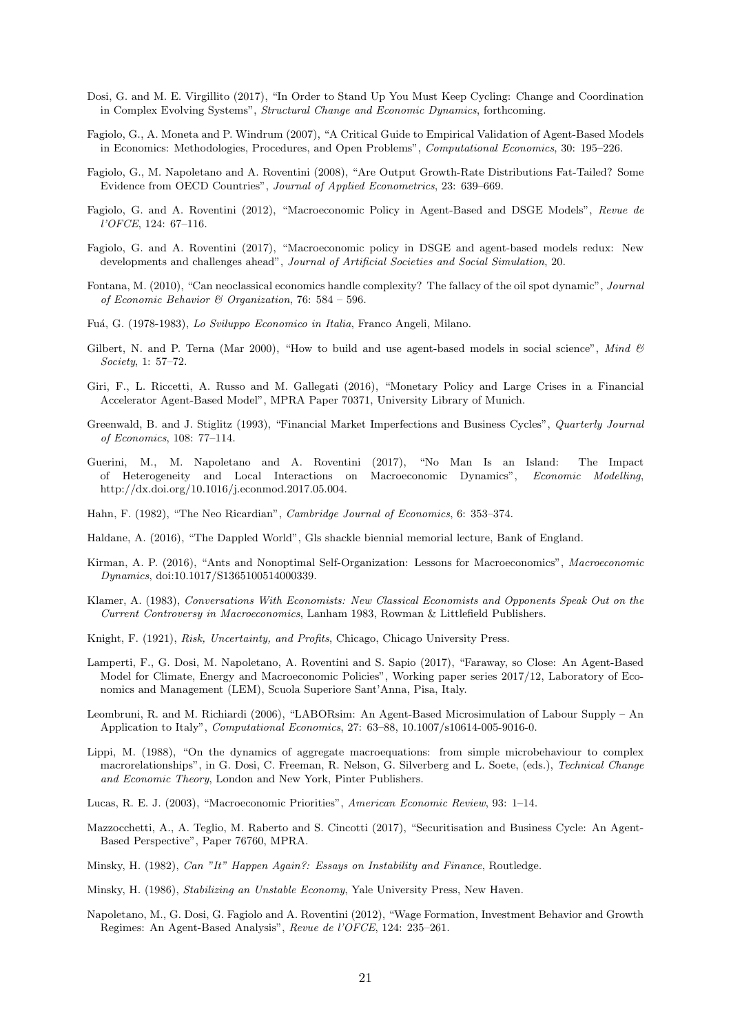Dosi, G. and M. E. Virgillito (2017), "In Order to Stand Up You Must Keep Cycling: Change and Coordination in Complex Evolving Systems", *Structural Change and Economic Dynamics*, forthcoming.

Fagiolo, G., A. Moneta and P. Windrum (2007), "A Critical Guide to Empirical Validation of Agent-Based Models in Economics: Methodologies, Procedures, and Open Problems", *Computational Economics*, 30: 195–226.

Fagiolo, G., M. Napoletano and A. Roventini (2008), "Are Output Growth-Rate Distributions Fat-Tailed? Some Evidence from OECD Countries", *Journal of Applied Econometrics*, 23: 639–669.

Fagiolo, G. and A. Roventini (2012), "Macroeconomic Policy in Agent-Based and DSGE Models", *Revue de l'OFCE*, 124: 67–116.

Fagiolo, G. and A. Roventini (2017), "Macroeconomic policy in DSGE and agent-based models redux: New developments and challenges ahead", *Journal of Artificial Societies and Social Simulation*, 20.

Fontana, M. (2010), "Can neoclassical economics handle complexity? The fallacy of the oil spot dynamic", *Journal of Economic Behavior & Organization*, 76: 584 – 596.

Fuá, G. (1978-1983), *Lo Sviluppo Economico in Italia*, Franco Angeli, Milano.

Gilbert, N. and P. Terna (Mar 2000), "How to build and use agent-based models in social science", *Mind & Society*, 1: 57–72.

Giri, F., L. Riccetti, A. Russo and M. Gallegati (2016), "Monetary Policy and Large Crises in a Financial Accelerator Agent-Based Model", MPRA Paper 70371, University Library of Munich.

Greenwald, B. and J. Stiglitz (1993), "Financial Market Imperfections and Business Cycles", *Quarterly Journal of Economics*, 108: 77–114.

Guerini, M., M. Napoletano and A. Roventini (2017), "No Man Is an Island: The Impact of Heterogeneity and Local Interactions on Macroeconomic Dynamics", *Economic Modelling*, http://dx.doi.org/10.1016/j.econmod.2017.05.004.

Hahn, F. (1982), "The Neo Ricardian", *Cambridge Journal of Economics*, 6: 353–374.

Haldane, A. (2016), "The Dappled World", Gls shackle biennial memorial lecture, Bank of England.

Kirman, A. P. (2016), "Ants and Nonoptimal Self-Organization: Lessons for Macroeconomics", *Macroeconomic Dynamics*, doi:10.1017/S1365100514000339.

Klamer, A. (1983), *Conversations With Economists: New Classical Economists and Opponents Speak Out on the Current Controversy in Macroeconomics*, Lanham 1983, Rowman & Littlefield Publishers.

Knight, F. (1921), *Risk, Uncertainty, and Profits*, Chicago, Chicago University Press.

Lamperti, F., G. Dosi, M. Napoletano, A. Roventini and S. Sapio (2017), "Faraway, so Close: An Agent-Based Model for Climate, Energy and Macroeconomic Policies", Working paper series 2017/12, Laboratory of Economics and Management (LEM), Scuola Superiore Sant'Anna, Pisa, Italy.

Leombruni, R. and M. Richiardi (2006), "LABORsim: An Agent-Based Microsimulation of Labour Supply – An Application to Italy", *Computational Economics*, 27: 63–88, 10.1007/s10614-005-9016-0.

Lippi, M. (1988), "On the dynamics of aggregate macroequations: from simple microbehaviour to complex macrorelationships", in G. Dosi, C. Freeman, R. Nelson, G. Silverberg and L. Soete, (eds.), *Technical Change and Economic Theory*, London and New York, Pinter Publishers.

Lucas, R. E. J. (2003), "Macroeconomic Priorities", *American Economic Review*, 93: 1–14.

Mazzocchetti, A., A. Teglio, M. Raberto and S. Cincotti (2017), "Securitisation and Business Cycle: An Agent-Based Perspective", Paper 76760, MPRA.

Minsky, H. (1982), *Can "It" Happen Again?: Essays on Instability and Finance*, Routledge.

Minsky, H. (1986), *Stabilizing an Unstable Economy*, Yale University Press, New Haven.

Napoletano, M., G. Dosi, G. Fagiolo and A. Roventini (2012), "Wage Formation, Investment Behavior and Growth Regimes: An Agent-Based Analysis", *Revue de l'OFCE*, 124: 235–261.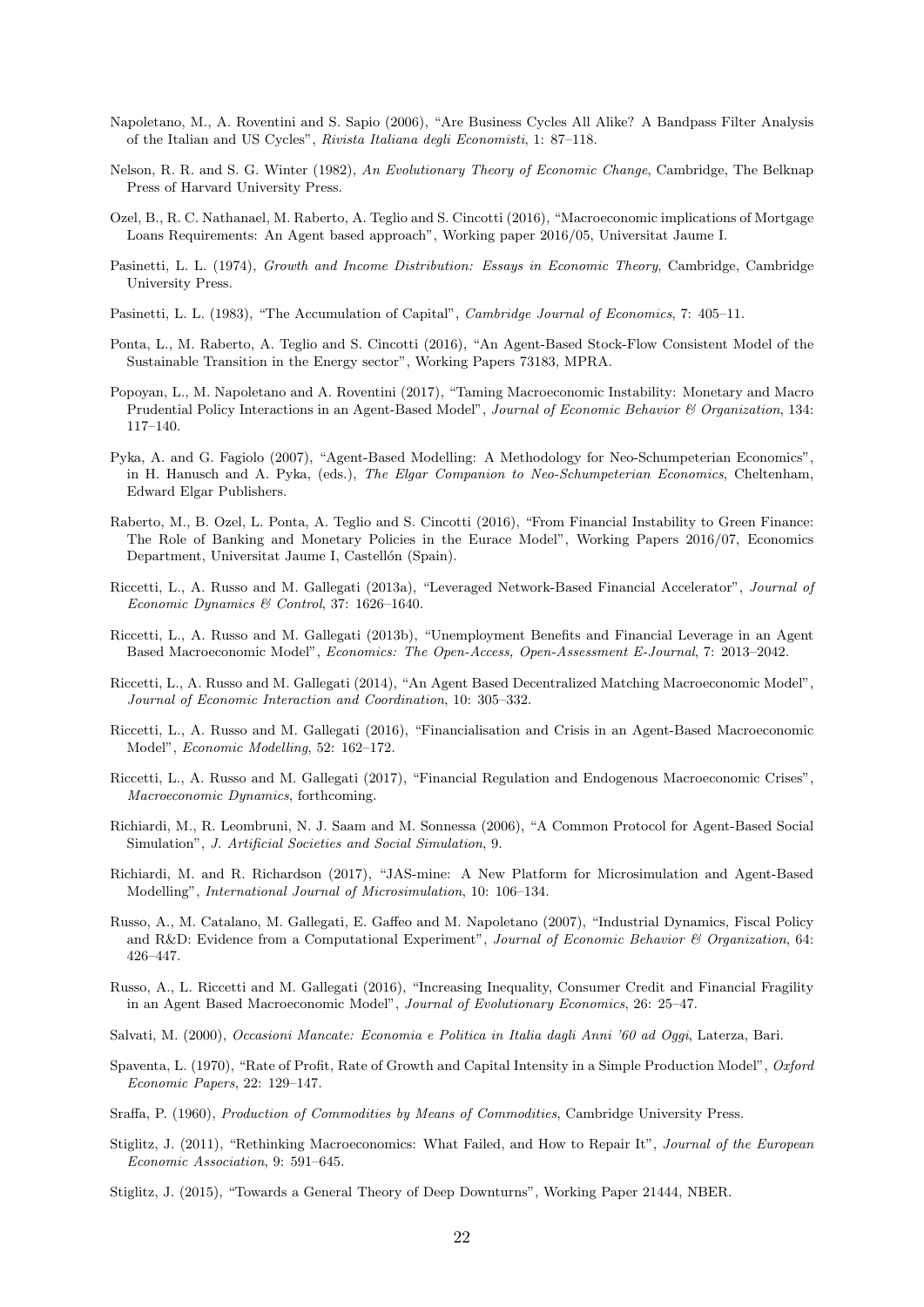Napoletano, M., A. Roventini and S. Sapio (2006), "Are Business Cycles All Alike? A Bandpass Filter Analysis of the Italian and US Cycles", *Rivista Italiana degli Economisti*, 1: 87–118.

Nelson, R. R. and S. G. Winter (1982), *An Evolutionary Theory of Economic Change*, Cambridge, The Belknap Press of Harvard University Press.

Ozel, B., R. C. Nathanael, M. Raberto, A. Teglio and S. Cincotti (2016), "Macroeconomic implications of Mortgage Loans Requirements: An Agent based approach", Working paper 2016/05, Universitat Jaume I.

Pasinetti, L. L. (1974), *Growth and Income Distribution: Essays in Economic Theory*, Cambridge, Cambridge University Press.

Pasinetti, L. L. (1983), "The Accumulation of Capital", *Cambridge Journal of Economics*, 7: 405–11.

Ponta, L., M. Raberto, A. Teglio and S. Cincotti (2016), "An Agent-Based Stock-Flow Consistent Model of the Sustainable Transition in the Energy sector", Working Papers 73183, MPRA.

Popoyan, L., M. Napoletano and A. Roventini (2017), "Taming Macroeconomic Instability: Monetary and Macro Prudential Policy Interactions in an Agent-Based Model", *Journal of Economic Behavior & Organization*, 134: 117–140.

Pyka, A. and G. Fagiolo (2007), "Agent-Based Modelling: A Methodology for Neo-Schumpeterian Economics", in H. Hanusch and A. Pyka, (eds.), *The Elgar Companion to Neo-Schumpeterian Economics*, Cheltenham, Edward Elgar Publishers.

Raberto, M., B. Ozel, L. Ponta, A. Teglio and S. Cincotti (2016), "From Financial Instability to Green Finance: The Role of Banking and Monetary Policies in the Eurace Model", Working Papers 2016/07, Economics Department, Universitat Jaume I, Castellón (Spain).

Riccetti, L., A. Russo and M. Gallegati (2013a), "Leveraged Network-Based Financial Accelerator", *Journal of Economic Dynamics & Control*, 37: 1626–1640.

Riccetti, L., A. Russo and M. Gallegati (2013b), "Unemployment Benefits and Financial Leverage in an Agent Based Macroeconomic Model", *Economics: The Open-Access, Open-Assessment E-Journal*, 7: 2013–2042.

Riccetti, L., A. Russo and M. Gallegati (2014), "An Agent Based Decentralized Matching Macroeconomic Model", *Journal of Economic Interaction and Coordination*, 10: 305–332.

Riccetti, L., A. Russo and M. Gallegati (2016), "Financialisation and Crisis in an Agent-Based Macroeconomic Model", *Economic Modelling*, 52: 162–172.

Riccetti, L., A. Russo and M. Gallegati (2017), "Financial Regulation and Endogenous Macroeconomic Crises", *Macroeconomic Dynamics*, forthcoming.

Richiardi, M., R. Leombruni, N. J. Saam and M. Sonnessa (2006), "A Common Protocol for Agent-Based Social Simulation", *J. Artificial Societies and Social Simulation*, 9.

Richiardi, M. and R. Richardson (2017), "JAS-mine: A New Platform for Microsimulation and Agent-Based Modelling", *International Journal of Microsimulation*, 10: 106–134.

Russo, A., M. Catalano, M. Gallegati, E. Gaffeo and M. Napoletano (2007), "Industrial Dynamics, Fiscal Policy and R&D: Evidence from a Computational Experiment", *Journal of Economic Behavior & Organization*, 64: 426–447.

Russo, A., L. Riccetti and M. Gallegati (2016), "Increasing Inequality, Consumer Credit and Financial Fragility in an Agent Based Macroeconomic Model", *Journal of Evolutionary Economics*, 26: 25–47.

Salvati, M. (2000), *Occasioni Mancate: Economia e Politica in Italia dagli Anni '60 ad Oggi*, Laterza, Bari.

Spaventa, L. (1970), "Rate of Profit, Rate of Growth and Capital Intensity in a Simple Production Model", *Oxford Economic Papers*, 22: 129–147.

Sraffa, P. (1960), *Production of Commodities by Means of Commodities*, Cambridge University Press.

Stiglitz, J. (2011), "Rethinking Macroeconomics: What Failed, and How to Repair It", *Journal of the European Economic Association*, 9: 591–645.

Stiglitz, J. (2015), "Towards a General Theory of Deep Downturns", Working Paper 21444, NBER.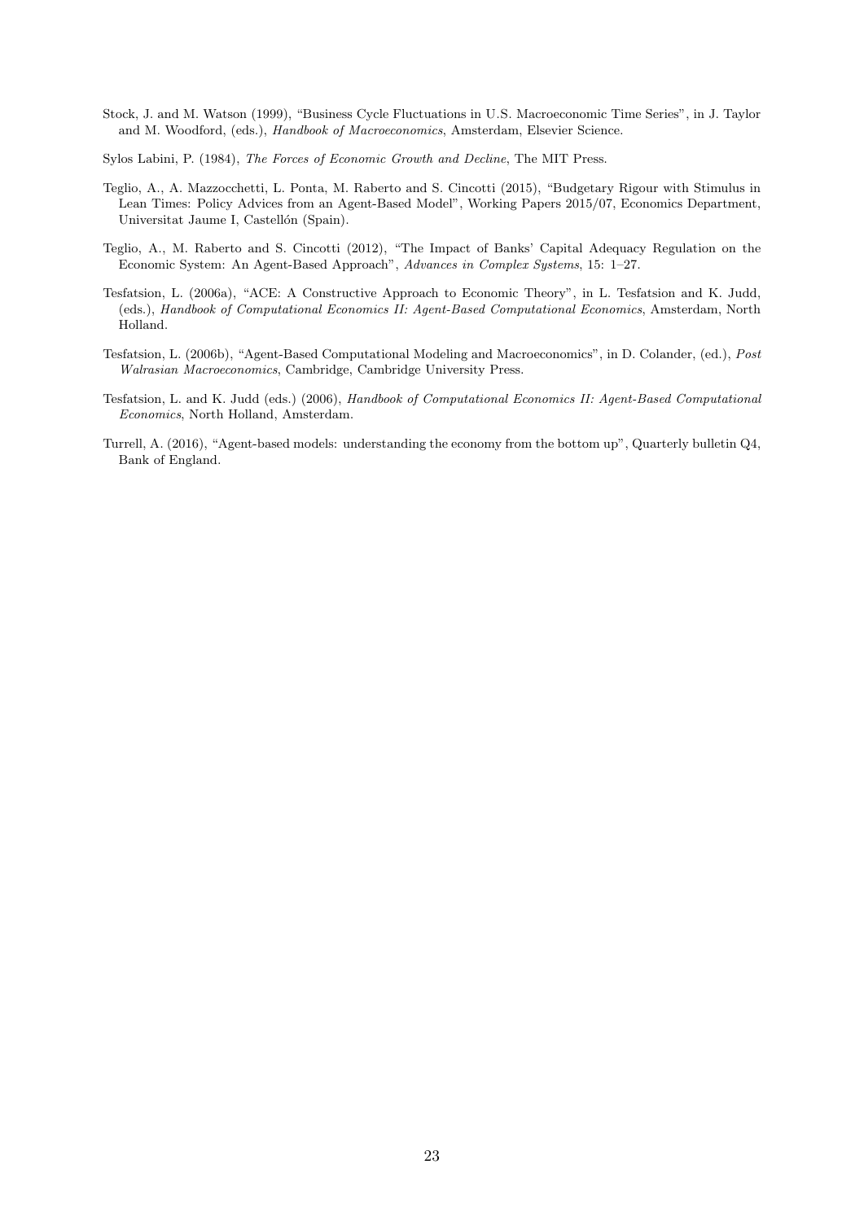Stock, J. and M. Watson (1999), "Business Cycle Fluctuations in U.S. Macroeconomic Time Series", in J. Taylor and M. Woodford, (eds.), *Handbook of Macroeconomics*, Amsterdam, Elsevier Science.

Sylos Labini, P. (1984), *The Forces of Economic Growth and Decline*, The MIT Press.

Teglio, A., A. Mazzocchetti, L. Ponta, M. Raberto and S. Cincotti (2015), "Budgetary Rigour with Stimulus in Lean Times: Policy Advices from an Agent-Based Model", Working Papers 2015/07, Economics Department, Universitat Jaume I, Castellón (Spain).

Teglio, A., M. Raberto and S. Cincotti (2012), "The Impact of Banks' Capital Adequacy Regulation on the Economic System: An Agent-Based Approach", *Advances in Complex Systems*, 15: 1–27.

Tesfatsion, L. (2006a), "ACE: A Constructive Approach to Economic Theory", in L. Tesfatsion and K. Judd, (eds.), *Handbook of Computational Economics II: Agent-Based Computational Economics*, Amsterdam, North Holland.

Tesfatsion, L. (2006b), "Agent-Based Computational Modeling and Macroeconomics", in D. Colander, (ed.), *Post Walrasian Macroeconomics*, Cambridge, Cambridge University Press.

Tesfatsion, L. and K. Judd (eds.) (2006), *Handbook of Computational Economics II: Agent-Based Computational Economics*, North Holland, Amsterdam.

Turrell, A. (2016), "Agent-based models: understanding the economy from the bottom up", Quarterly bulletin Q4, Bank of England.